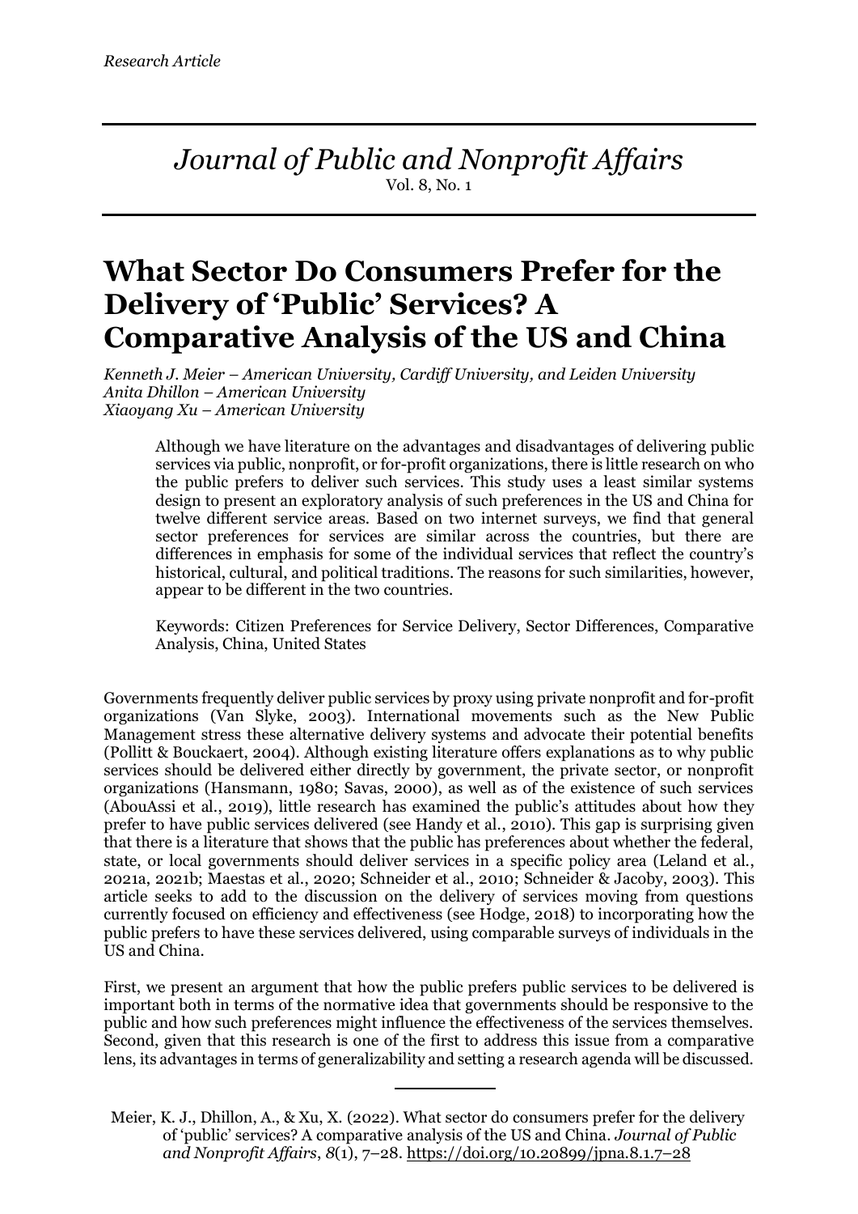*Research Article*

*Journal of Public and Nonprofit Affairs*
Vol. 8, No. 1

# What Sector Do Consumers Prefer for the Delivery of 'Public' Services? A Comparative Analysis of the US and China

*Kenneth J. Meier – American University, Cardiff University, and Leiden University*
*Anita Dhillon – American University*
*Xiaoyang Xu – American University*

> Although we have literature on the advantages and disadvantages of delivering public services via public, nonprofit, or for-profit organizations, there is little research on who the public prefers to deliver such services. This study uses a least similar systems design to present an exploratory analysis of such preferences in the US and China for twelve different service areas. Based on two internet surveys, we find that general sector preferences for services are similar across the countries, but there are differences in emphasis for some of the individual services that reflect the country's historical, cultural, and political traditions. The reasons for such similarities, however, appear to be different in the two countries.
>
> Keywords: Citizen Preferences for Service Delivery, Sector Differences, Comparative Analysis, China, United States

Governments frequently deliver public services by proxy using private nonprofit and for-profit organizations (Van Slyke, 2003). International movements such as the New Public Management stress these alternative delivery systems and advocate their potential benefits (Pollitt & Bouckaert, 2004). Although existing literature offers explanations as to why public services should be delivered either directly by government, the private sector, or nonprofit organizations (Hansmann, 1980; Savas, 2000), as well as of the existence of such services (AbouAssi et al., 2019), little research has examined the public's attitudes about how they prefer to have public services delivered (see Handy et al., 2010). This gap is surprising given that there is a literature that shows that the public has preferences about whether the federal, state, or local governments should deliver services in a specific policy area (Leland et al., 2021a, 2021b; Maestas et al., 2020; Schneider et al., 2010; Schneider & Jacoby, 2003). This article seeks to add to the discussion on the delivery of services moving from questions currently focused on efficiency and effectiveness (see Hodge, 2018) to incorporating how the public prefers to have these services delivered, using comparable surveys of individuals in the US and China.

First, we present an argument that how the public prefers public services to be delivered is important both in terms of the normative idea that governments should be responsive to the public and how such preferences might influence the effectiveness of the services themselves. Second, given that this research is one of the first to address this issue from a comparative lens, its advantages in terms of generalizability and setting a research agenda will be discussed.

---

Meier, K. J., Dhillon, A., & Xu, X. (2022). What sector do consumers prefer for the delivery of 'public' services? A comparative analysis of the US and China. *Journal of Public and Nonprofit Affairs*, *8*(1), 7–28. https://doi.org/10.20899/jpna.8.1.7–28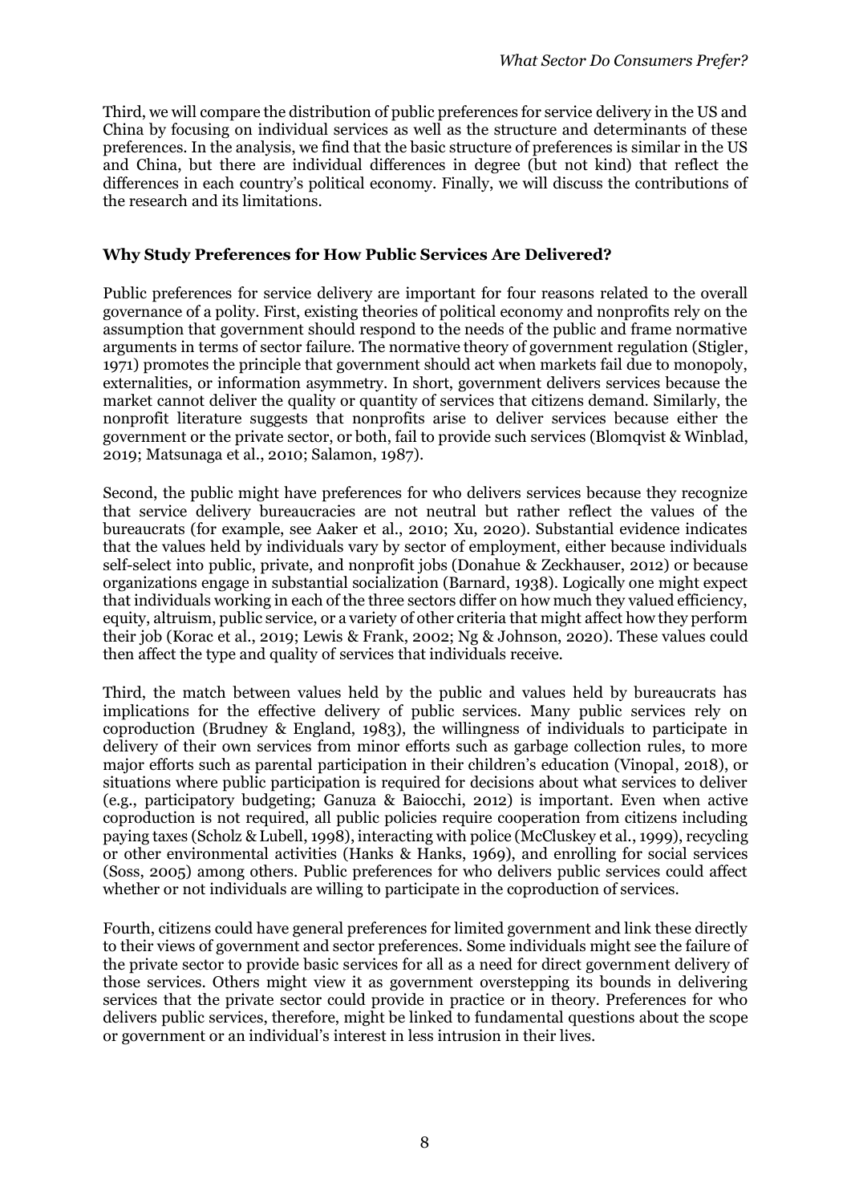Third, we will compare the distribution of public preferences for service delivery in the US and China by focusing on individual services as well as the structure and determinants of these preferences. In the analysis, we find that the basic structure of preferences is similar in the US and China, but there are individual differences in degree (but not kind) that reflect the differences in each country's political economy. Finally, we will discuss the contributions of the research and its limitations.

## Why Study Preferences for How Public Services Are Delivered?

Public preferences for service delivery are important for four reasons related to the overall governance of a polity. First, existing theories of political economy and nonprofits rely on the assumption that government should respond to the needs of the public and frame normative arguments in terms of sector failure. The normative theory of government regulation (Stigler, 1971) promotes the principle that government should act when markets fail due to monopoly, externalities, or information asymmetry. In short, government delivers services because the market cannot deliver the quality or quantity of services that citizens demand. Similarly, the nonprofit literature suggests that nonprofits arise to deliver services because either the government or the private sector, or both, fail to provide such services (Blomqvist & Winblad, 2019; Matsunaga et al., 2010; Salamon, 1987).

Second, the public might have preferences for who delivers services because they recognize that service delivery bureaucracies are not neutral but rather reflect the values of the bureaucrats (for example, see Aaker et al., 2010; Xu, 2020). Substantial evidence indicates that the values held by individuals vary by sector of employment, either because individuals self-select into public, private, and nonprofit jobs (Donahue & Zeckhauser, 2012) or because organizations engage in substantial socialization (Barnard, 1938). Logically one might expect that individuals working in each of the three sectors differ on how much they valued efficiency, equity, altruism, public service, or a variety of other criteria that might affect how they perform their job (Korac et al., 2019; Lewis & Frank, 2002; Ng & Johnson, 2020). These values could then affect the type and quality of services that individuals receive.

Third, the match between values held by the public and values held by bureaucrats has implications for the effective delivery of public services. Many public services rely on coproduction (Brudney & England, 1983), the willingness of individuals to participate in delivery of their own services from minor efforts such as garbage collection rules, to more major efforts such as parental participation in their children's education (Vinopal, 2018), or situations where public participation is required for decisions about what services to deliver (e.g., participatory budgeting; Ganuza & Baiocchi, 2012) is important. Even when active coproduction is not required, all public policies require cooperation from citizens including paying taxes (Scholz & Lubell, 1998), interacting with police (McCluskey et al., 1999), recycling or other environmental activities (Hanks & Hanks, 1969), and enrolling for social services (Soss, 2005) among others. Public preferences for who delivers public services could affect whether or not individuals are willing to participate in the coproduction of services.

Fourth, citizens could have general preferences for limited government and link these directly to their views of government and sector preferences. Some individuals might see the failure of the private sector to provide basic services for all as a need for direct government delivery of those services. Others might view it as government overstepping its bounds in delivering services that the private sector could provide in practice or in theory. Preferences for who delivers public services, therefore, might be linked to fundamental questions about the scope or government or an individual's interest in less intrusion in their lives.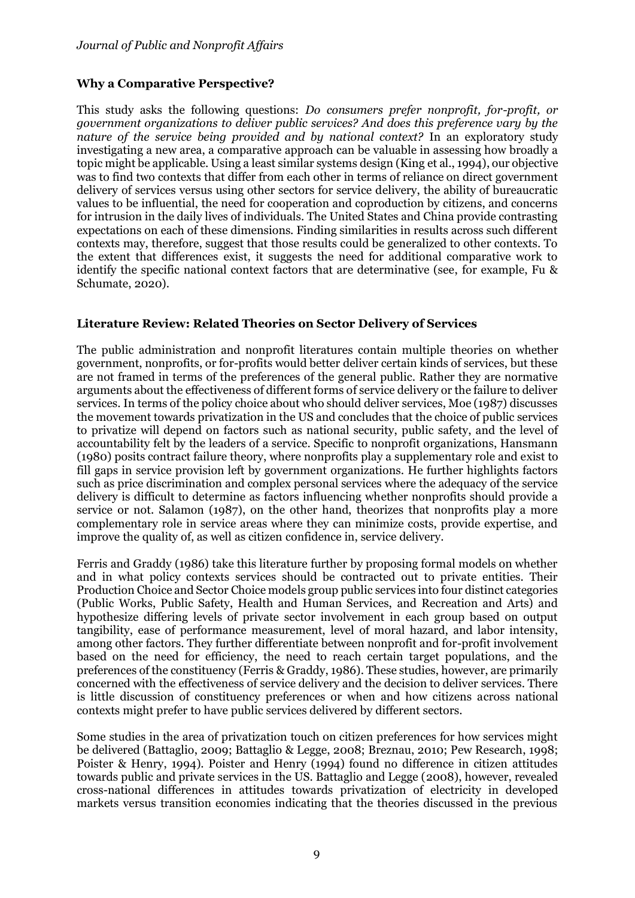## Why a Comparative Perspective?

This study asks the following questions: *Do consumers prefer nonprofit, for-profit, or government organizations to deliver public services? And does this preference vary by the nature of the service being provided and by national context?* In an exploratory study investigating a new area, a comparative approach can be valuable in assessing how broadly a topic might be applicable. Using a least similar systems design (King et al., 1994), our objective was to find two contexts that differ from each other in terms of reliance on direct government delivery of services versus using other sectors for service delivery, the ability of bureaucratic values to be influential, the need for cooperation and coproduction by citizens, and concerns for intrusion in the daily lives of individuals. The United States and China provide contrasting expectations on each of these dimensions. Finding similarities in results across such different contexts may, therefore, suggest that those results could be generalized to other contexts. To the extent that differences exist, it suggests the need for additional comparative work to identify the specific national context factors that are determinative (see, for example, Fu & Schumate, 2020).

## Literature Review: Related Theories on Sector Delivery of Services

The public administration and nonprofit literatures contain multiple theories on whether government, nonprofits, or for-profits would better deliver certain kinds of services, but these are not framed in terms of the preferences of the general public. Rather they are normative arguments about the effectiveness of different forms of service delivery or the failure to deliver services. In terms of the policy choice about who should deliver services, Moe (1987) discusses the movement towards privatization in the US and concludes that the choice of public services to privatize will depend on factors such as national security, public safety, and the level of accountability felt by the leaders of a service. Specific to nonprofit organizations, Hansmann (1980) posits contract failure theory, where nonprofits play a supplementary role and exist to fill gaps in service provision left by government organizations. He further highlights factors such as price discrimination and complex personal services where the adequacy of the service delivery is difficult to determine as factors influencing whether nonprofits should provide a service or not. Salamon (1987), on the other hand, theorizes that nonprofits play a more complementary role in service areas where they can minimize costs, provide expertise, and improve the quality of, as well as citizen confidence in, service delivery.

Ferris and Graddy (1986) take this literature further by proposing formal models on whether and in what policy contexts services should be contracted out to private entities. Their Production Choice and Sector Choice models group public services into four distinct categories (Public Works, Public Safety, Health and Human Services, and Recreation and Arts) and hypothesize differing levels of private sector involvement in each group based on output tangibility, ease of performance measurement, level of moral hazard, and labor intensity, among other factors. They further differentiate between nonprofit and for-profit involvement based on the need for efficiency, the need to reach certain target populations, and the preferences of the constituency (Ferris & Graddy, 1986). These studies, however, are primarily concerned with the effectiveness of service delivery and the decision to deliver services. There is little discussion of constituency preferences or when and how citizens across national contexts might prefer to have public services delivered by different sectors.

Some studies in the area of privatization touch on citizen preferences for how services might be delivered (Battaglio, 2009; Battaglio & Legge, 2008; Breznau, 2010; Pew Research, 1998; Poister & Henry, 1994). Poister and Henry (1994) found no difference in citizen attitudes towards public and private services in the US. Battaglio and Legge (2008), however, revealed cross-national differences in attitudes towards privatization of electricity in developed markets versus transition economies indicating that the theories discussed in the previous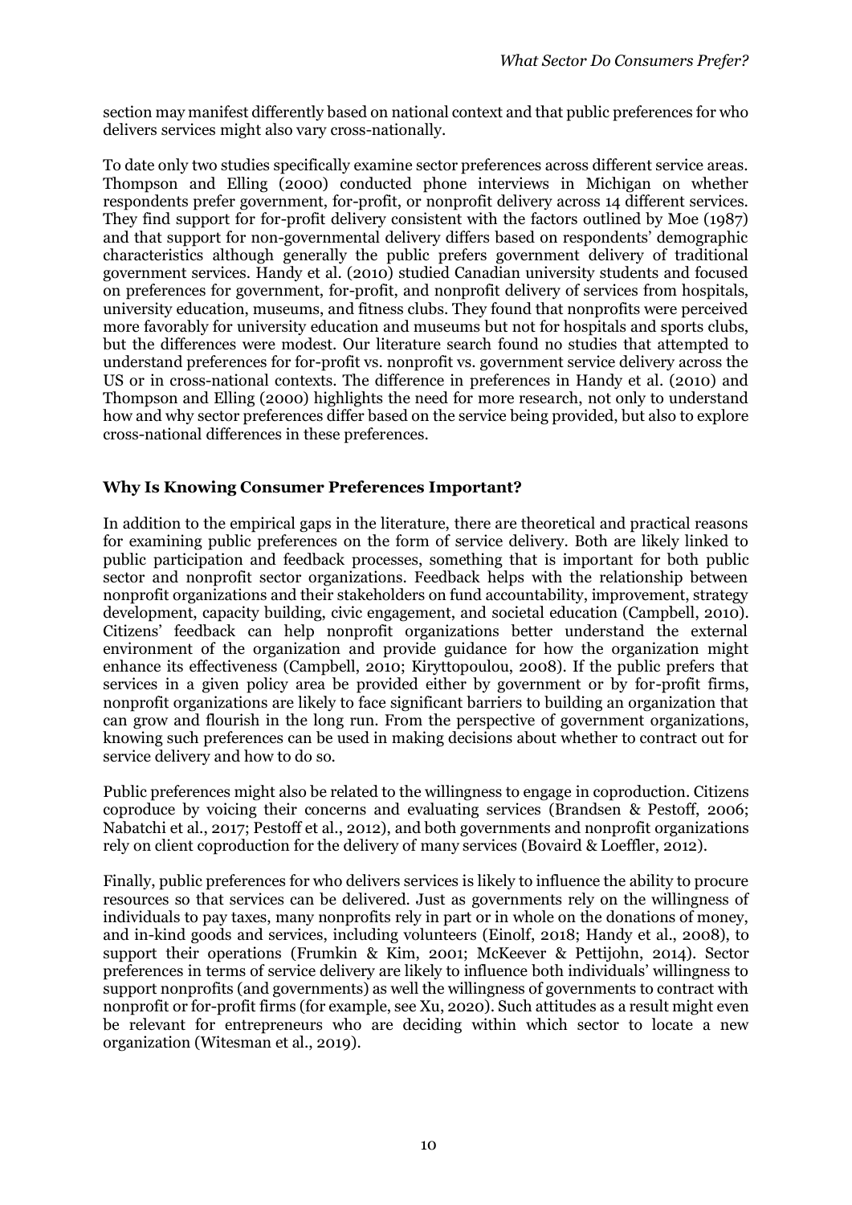section may manifest differently based on national context and that public preferences for who delivers services might also vary cross-nationally.

To date only two studies specifically examine sector preferences across different service areas. Thompson and Elling (2000) conducted phone interviews in Michigan on whether respondents prefer government, for-profit, or nonprofit delivery across 14 different services. They find support for for-profit delivery consistent with the factors outlined by Moe (1987) and that support for non-governmental delivery differs based on respondents' demographic characteristics although generally the public prefers government delivery of traditional government services. Handy et al. (2010) studied Canadian university students and focused on preferences for government, for-profit, and nonprofit delivery of services from hospitals, university education, museums, and fitness clubs. They found that nonprofits were perceived more favorably for university education and museums but not for hospitals and sports clubs, but the differences were modest. Our literature search found no studies that attempted to understand preferences for for-profit vs. nonprofit vs. government service delivery across the US or in cross-national contexts. The difference in preferences in Handy et al. (2010) and Thompson and Elling (2000) highlights the need for more research, not only to understand how and why sector preferences differ based on the service being provided, but also to explore cross-national differences in these preferences.

## Why Is Knowing Consumer Preferences Important?

In addition to the empirical gaps in the literature, there are theoretical and practical reasons for examining public preferences on the form of service delivery. Both are likely linked to public participation and feedback processes, something that is important for both public sector and nonprofit sector organizations. Feedback helps with the relationship between nonprofit organizations and their stakeholders on fund accountability, improvement, strategy development, capacity building, civic engagement, and societal education (Campbell, 2010). Citizens' feedback can help nonprofit organizations better understand the external environment of the organization and provide guidance for how the organization might enhance its effectiveness (Campbell, 2010; Kiryttopoulou, 2008). If the public prefers that services in a given policy area be provided either by government or by for-profit firms, nonprofit organizations are likely to face significant barriers to building an organization that can grow and flourish in the long run. From the perspective of government organizations, knowing such preferences can be used in making decisions about whether to contract out for service delivery and how to do so.

Public preferences might also be related to the willingness to engage in coproduction. Citizens coproduce by voicing their concerns and evaluating services (Brandsen & Pestoff, 2006; Nabatchi et al., 2017; Pestoff et al., 2012), and both governments and nonprofit organizations rely on client coproduction for the delivery of many services (Bovaird & Loeffler, 2012).

Finally, public preferences for who delivers services is likely to influence the ability to procure resources so that services can be delivered. Just as governments rely on the willingness of individuals to pay taxes, many nonprofits rely in part or in whole on the donations of money, and in-kind goods and services, including volunteers (Einolf, 2018; Handy et al., 2008), to support their operations (Frumkin & Kim, 2001; McKeever & Pettijohn, 2014). Sector preferences in terms of service delivery are likely to influence both individuals' willingness to support nonprofits (and governments) as well the willingness of governments to contract with nonprofit or for-profit firms (for example, see Xu, 2020). Such attitudes as a result might even be relevant for entrepreneurs who are deciding within which sector to locate a new organization (Witesman et al., 2019).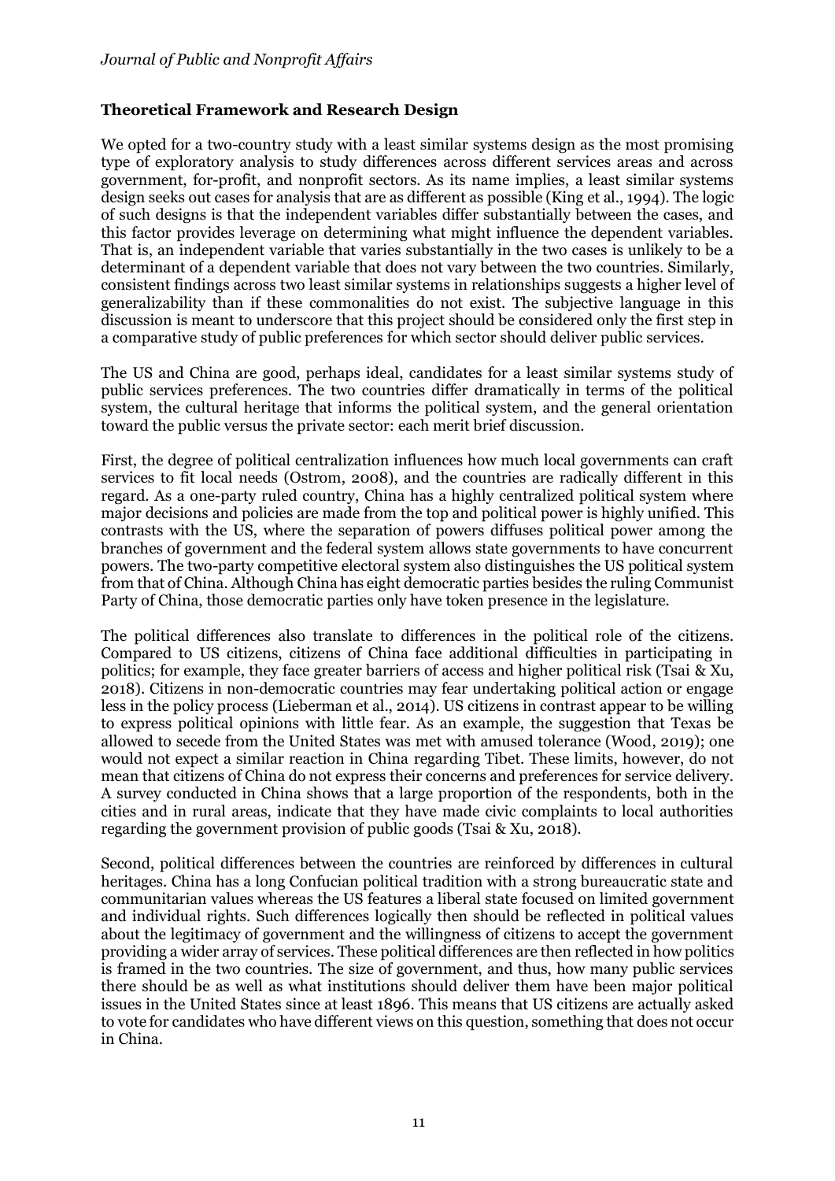## Theoretical Framework and Research Design

We opted for a two-country study with a least similar systems design as the most promising type of exploratory analysis to study differences across different services areas and across government, for-profit, and nonprofit sectors. As its name implies, a least similar systems design seeks out cases for analysis that are as different as possible (King et al., 1994). The logic of such designs is that the independent variables differ substantially between the cases, and this factor provides leverage on determining what might influence the dependent variables. That is, an independent variable that varies substantially in the two cases is unlikely to be a determinant of a dependent variable that does not vary between the two countries. Similarly, consistent findings across two least similar systems in relationships suggests a higher level of generalizability than if these commonalities do not exist. The subjective language in this discussion is meant to underscore that this project should be considered only the first step in a comparative study of public preferences for which sector should deliver public services.

The US and China are good, perhaps ideal, candidates for a least similar systems study of public services preferences. The two countries differ dramatically in terms of the political system, the cultural heritage that informs the political system, and the general orientation toward the public versus the private sector: each merit brief discussion.

First, the degree of political centralization influences how much local governments can craft services to fit local needs (Ostrom, 2008), and the countries are radically different in this regard. As a one-party ruled country, China has a highly centralized political system where major decisions and policies are made from the top and political power is highly unified. This contrasts with the US, where the separation of powers diffuses political power among the branches of government and the federal system allows state governments to have concurrent powers. The two-party competitive electoral system also distinguishes the US political system from that of China. Although China has eight democratic parties besides the ruling Communist Party of China, those democratic parties only have token presence in the legislature.

The political differences also translate to differences in the political role of the citizens. Compared to US citizens, citizens of China face additional difficulties in participating in politics; for example, they face greater barriers of access and higher political risk (Tsai & Xu, 2018). Citizens in non-democratic countries may fear undertaking political action or engage less in the policy process (Lieberman et al., 2014). US citizens in contrast appear to be willing to express political opinions with little fear. As an example, the suggestion that Texas be allowed to secede from the United States was met with amused tolerance (Wood, 2019); one would not expect a similar reaction in China regarding Tibet. These limits, however, do not mean that citizens of China do not express their concerns and preferences for service delivery. A survey conducted in China shows that a large proportion of the respondents, both in the cities and in rural areas, indicate that they have made civic complaints to local authorities regarding the government provision of public goods (Tsai & Xu, 2018).

Second, political differences between the countries are reinforced by differences in cultural heritages. China has a long Confucian political tradition with a strong bureaucratic state and communitarian values whereas the US features a liberal state focused on limited government and individual rights. Such differences logically then should be reflected in political values about the legitimacy of government and the willingness of citizens to accept the government providing a wider array of services. These political differences are then reflected in how politics is framed in the two countries. The size of government, and thus, how many public services there should be as well as what institutions should deliver them have been major political issues in the United States since at least 1896. This means that US citizens are actually asked to vote for candidates who have different views on this question, something that does not occur in China.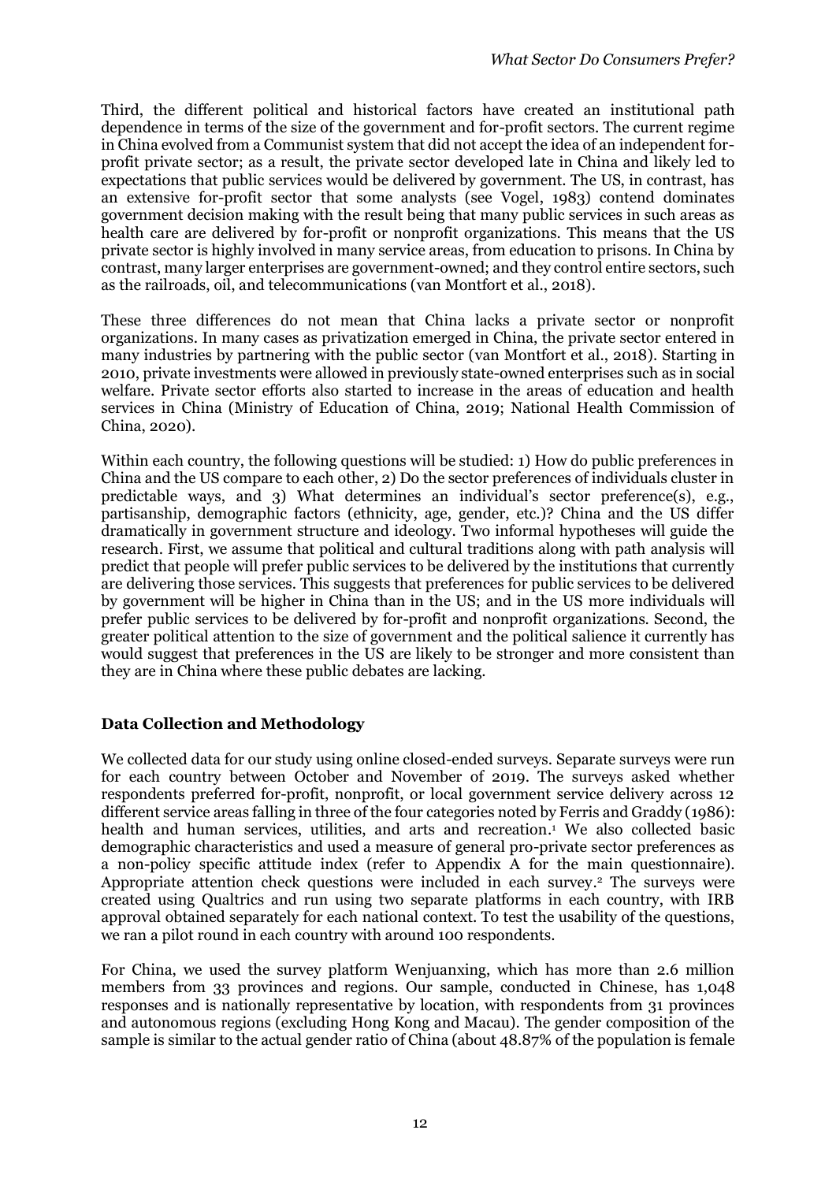Third, the different political and historical factors have created an institutional path dependence in terms of the size of the government and for-profit sectors. The current regime in China evolved from a Communist system that did not accept the idea of an independent for-profit private sector; as a result, the private sector developed late in China and likely led to expectations that public services would be delivered by government. The US, in contrast, has an extensive for-profit sector that some analysts (see Vogel, 1983) contend dominates government decision making with the result being that many public services in such areas as health care are delivered by for-profit or nonprofit organizations. This means that the US private sector is highly involved in many service areas, from education to prisons. In China by contrast, many larger enterprises are government-owned; and they control entire sectors, such as the railroads, oil, and telecommunications (van Montfort et al., 2018).

These three differences do not mean that China lacks a private sector or nonprofit organizations. In many cases as privatization emerged in China, the private sector entered in many industries by partnering with the public sector (van Montfort et al., 2018). Starting in 2010, private investments were allowed in previously state-owned enterprises such as in social welfare. Private sector efforts also started to increase in the areas of education and health services in China (Ministry of Education of China, 2019; National Health Commission of China, 2020).

Within each country, the following questions will be studied: 1) How do public preferences in China and the US compare to each other, 2) Do the sector preferences of individuals cluster in predictable ways, and 3) What determines an individual's sector preference(s), e.g., partisanship, demographic factors (ethnicity, age, gender, etc.)? China and the US differ dramatically in government structure and ideology. Two informal hypotheses will guide the research. First, we assume that political and cultural traditions along with path analysis will predict that people will prefer public services to be delivered by the institutions that currently are delivering those services. This suggests that preferences for public services to be delivered by government will be higher in China than in the US; and in the US more individuals will prefer public services to be delivered by for-profit and nonprofit organizations. Second, the greater political attention to the size of government and the political salience it currently has would suggest that preferences in the US are likely to be stronger and more consistent than they are in China where these public debates are lacking.

## Data Collection and Methodology

We collected data for our study using online closed-ended surveys. Separate surveys were run for each country between October and November of 2019. The surveys asked whether respondents preferred for-profit, nonprofit, or local government service delivery across 12 different service areas falling in three of the four categories noted by Ferris and Graddy (1986): health and human services, utilities, and arts and recreation.[1] We also collected basic demographic characteristics and used a measure of general pro-private sector preferences as a non-policy specific attitude index (refer to Appendix A for the main questionnaire). Appropriate attention check questions were included in each survey.[2] The surveys were created using Qualtrics and run using two separate platforms in each country, with IRB approval obtained separately for each national context. To test the usability of the questions, we ran a pilot round in each country with around 100 respondents.

For China, we used the survey platform Wenjuanxing, which has more than 2.6 million members from 33 provinces and regions. Our sample, conducted in Chinese, has 1,048 responses and is nationally representative by location, with respondents from 31 provinces and autonomous regions (excluding Hong Kong and Macau). The gender composition of the sample is similar to the actual gender ratio of China (about 48.87% of the population is female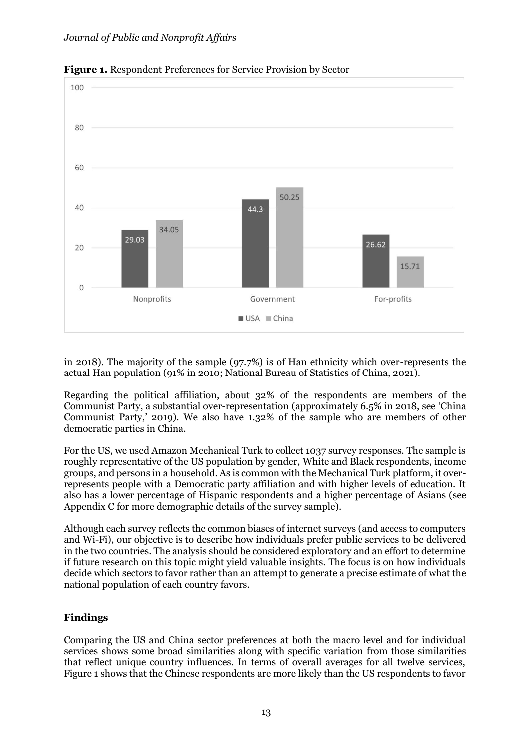**Figure 1.** Respondent Preferences for Service Provision by Sector

in 2018). The majority of the sample (97.7%) is of Han ethnicity which over-represents the actual Han population (91% in 2010; National Bureau of Statistics of China, 2021).

Regarding the political affiliation, about 32% of the respondents are members of the Communist Party, a substantial over-representation (approximately 6.5% in 2018, see 'China Communist Party,' 2019). We also have 1.32% of the sample who are members of other democratic parties in China.

For the US, we used Amazon Mechanical Turk to collect 1037 survey responses. The sample is roughly representative of the US population by gender, White and Black respondents, income groups, and persons in a household. As is common with the Mechanical Turk platform, it over-represents people with a Democratic party affiliation and with higher levels of education. It also has a lower percentage of Hispanic respondents and a higher percentage of Asians (see Appendix C for more demographic details of the survey sample).

Although each survey reflects the common biases of internet surveys (and access to computers and Wi-Fi), our objective is to describe how individuals prefer public services to be delivered in the two countries. The analysis should be considered exploratory and an effort to determine if future research on this topic might yield valuable insights. The focus is on how individuals decide which sectors to favor rather than an attempt to generate a precise estimate of what the national population of each country favors.

## Findings

Comparing the US and China sector preferences at both the macro level and for individual services shows some broad similarities along with specific variation from those similarities that reflect unique country influences. In terms of overall averages for all twelve services, Figure 1 shows that the Chinese respondents are more likely than the US respondents to favor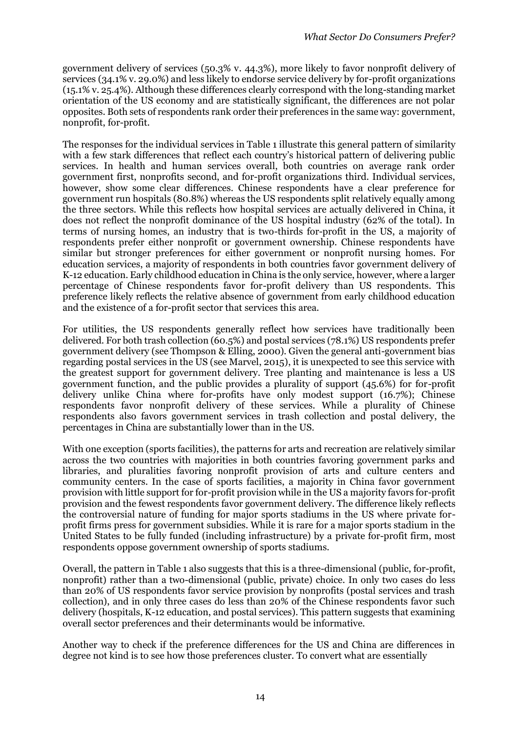government delivery of services (50.3% v. 44.3%), more likely to favor nonprofit delivery of services (34.1% v. 29.0%) and less likely to endorse service delivery by for-profit organizations (15.1% v. 25.4%). Although these differences clearly correspond with the long-standing market orientation of the US economy and are statistically significant, the differences are not polar opposites. Both sets of respondents rank order their preferences in the same way: government, nonprofit, for-profit.

The responses for the individual services in Table 1 illustrate this general pattern of similarity with a few stark differences that reflect each country's historical pattern of delivering public services. In health and human services overall, both countries on average rank order government first, nonprofits second, and for-profit organizations third. Individual services, however, show some clear differences. Chinese respondents have a clear preference for government run hospitals (80.8%) whereas the US respondents split relatively equally among the three sectors. While this reflects how hospital services are actually delivered in China, it does not reflect the nonprofit dominance of the US hospital industry (62% of the total). In terms of nursing homes, an industry that is two-thirds for-profit in the US, a majority of respondents prefer either nonprofit or government ownership. Chinese respondents have similar but stronger preferences for either government or nonprofit nursing homes. For education services, a majority of respondents in both countries favor government delivery of K-12 education. Early childhood education in China is the only service, however, where a larger percentage of Chinese respondents favor for-profit delivery than US respondents. This preference likely reflects the relative absence of government from early childhood education and the existence of a for-profit sector that services this area.

For utilities, the US respondents generally reflect how services have traditionally been delivered. For both trash collection (60.5%) and postal services (78.1%) US respondents prefer government delivery (see Thompson & Elling, 2000). Given the general anti-government bias regarding postal services in the US (see Marvel, 2015), it is unexpected to see this service with the greatest support for government delivery. Tree planting and maintenance is less a US government function, and the public provides a plurality of support (45.6%) for for-profit delivery unlike China where for-profits have only modest support (16.7%); Chinese respondents favor nonprofit delivery of these services. While a plurality of Chinese respondents also favors government services in trash collection and postal delivery, the percentages in China are substantially lower than in the US.

With one exception (sports facilities), the patterns for arts and recreation are relatively similar across the two countries with majorities in both countries favoring government parks and libraries, and pluralities favoring nonprofit provision of arts and culture centers and community centers. In the case of sports facilities, a majority in China favor government provision with little support for for-profit provision while in the US a majority favors for-profit provision and the fewest respondents favor government delivery. The difference likely reflects the controversial nature of funding for major sports stadiums in the US where private for-profit firms press for government subsidies. While it is rare for a major sports stadium in the United States to be fully funded (including infrastructure) by a private for-profit firm, most respondents oppose government ownership of sports stadiums.

Overall, the pattern in Table 1 also suggests that this is a three-dimensional (public, for-profit, nonprofit) rather than a two-dimensional (public, private) choice. In only two cases do less than 20% of US respondents favor service provision by nonprofits (postal services and trash collection), and in only three cases do less than 20% of the Chinese respondents favor such delivery (hospitals, K-12 education, and postal services). This pattern suggests that examining overall sector preferences and their determinants would be informative.

Another way to check if the preference differences for the US and China are differences in degree not kind is to see how those preferences cluster. To convert what are essentially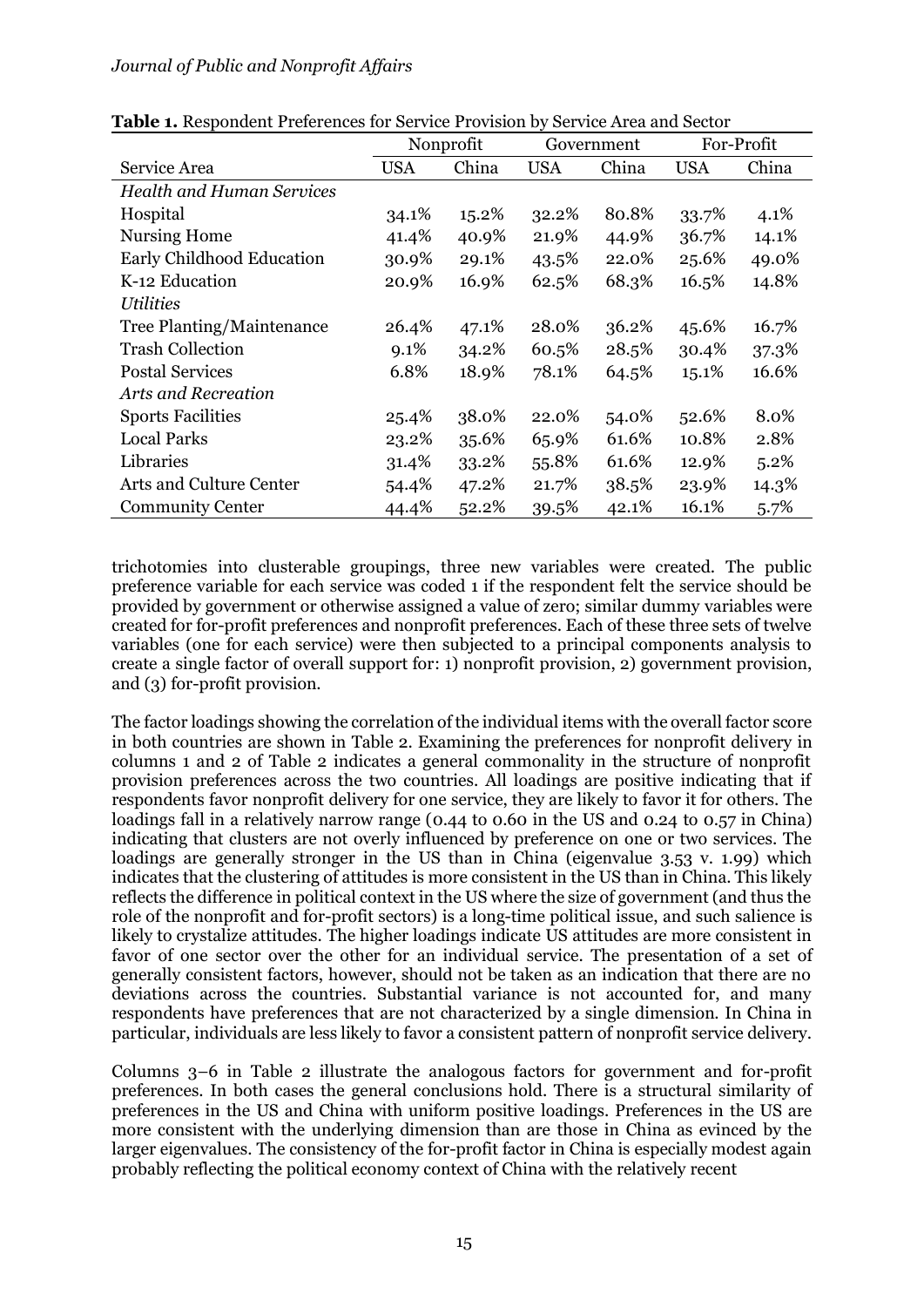**Table 1.** Respondent Preferences for Service Provision by Service Area and Sector

| | Nonprofit | | Government | | For-Profit | |
|---|---|---|---|---|---|---|
| Service Area | USA | China | USA | China | USA | China |
| *Health and Human Services* | | | | | | |
| Hospital | 34.1% | 15.2% | 32.2% | 80.8% | 33.7% | 4.1% |
| Nursing Home | 41.4% | 40.9% | 21.9% | 44.9% | 36.7% | 14.1% |
| Early Childhood Education | 30.9% | 29.1% | 43.5% | 22.0% | 25.6% | 49.0% |
| K-12 Education | 20.9% | 16.9% | 62.5% | 68.3% | 16.5% | 14.8% |
| *Utilities* | | | | | | |
| Tree Planting/Maintenance | 26.4% | 47.1% | 28.0% | 36.2% | 45.6% | 16.7% |
| Trash Collection | 9.1% | 34.2% | 60.5% | 28.5% | 30.4% | 37.3% |
| Postal Services | 6.8% | 18.9% | 78.1% | 64.5% | 15.1% | 16.6% |
| *Arts and Recreation* | | | | | | |
| Sports Facilities | 25.4% | 38.0% | 22.0% | 54.0% | 52.6% | 8.0% |
| Local Parks | 23.2% | 35.6% | 65.9% | 61.6% | 10.8% | 2.8% |
| Libraries | 31.4% | 33.2% | 55.8% | 61.6% | 12.9% | 5.2% |
| Arts and Culture Center | 54.4% | 47.2% | 21.7% | 38.5% | 23.9% | 14.3% |
| Community Center | 44.4% | 52.2% | 39.5% | 42.1% | 16.1% | 5.7% |

trichotomies into clusterable groupings, three new variables were created. The public preference variable for each service was coded 1 if the respondent felt the service should be provided by government or otherwise assigned a value of zero; similar dummy variables were created for for-profit preferences and nonprofit preferences. Each of these three sets of twelve variables (one for each service) were then subjected to a principal components analysis to create a single factor of overall support for: 1) nonprofit provision, 2) government provision, and (3) for-profit provision.

The factor loadings showing the correlation of the individual items with the overall factor score in both countries are shown in Table 2. Examining the preferences for nonprofit delivery in columns 1 and 2 of Table 2 indicates a general commonality in the structure of nonprofit provision preferences across the two countries. All loadings are positive indicating that if respondents favor nonprofit delivery for one service, they are likely to favor it for others. The loadings fall in a relatively narrow range (0.44 to 0.60 in the US and 0.24 to 0.57 in China) indicating that clusters are not overly influenced by preference on one or two services. The loadings are generally stronger in the US than in China (eigenvalue 3.53 v. 1.99) which indicates that the clustering of attitudes is more consistent in the US than in China. This likely reflects the difference in political context in the US where the size of government (and thus the role of the nonprofit and for-profit sectors) is a long-time political issue, and such salience is likely to crystalize attitudes. The higher loadings indicate US attitudes are more consistent in favor of one sector over the other for an individual service. The presentation of a set of generally consistent factors, however, should not be taken as an indication that there are no deviations across the countries. Substantial variance is not accounted for, and many respondents have preferences that are not characterized by a single dimension. In China in particular, individuals are less likely to favor a consistent pattern of nonprofit service delivery.

Columns 3–6 in Table 2 illustrate the analogous factors for government and for-profit preferences. In both cases the general conclusions hold. There is a structural similarity of preferences in the US and China with uniform positive loadings. Preferences in the US are more consistent with the underlying dimension than are those in China as evinced by the larger eigenvalues. The consistency of the for-profit factor in China is especially modest again probably reflecting the political economy context of China with the relatively recent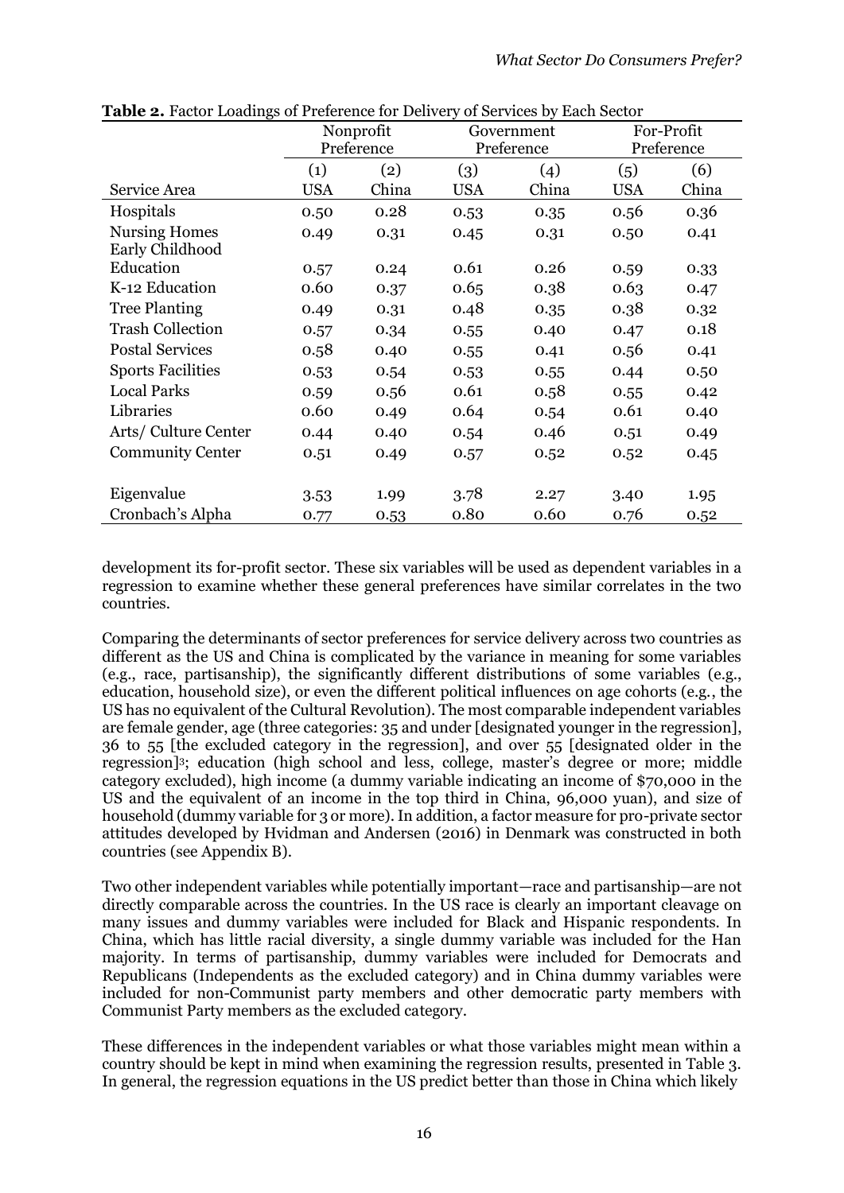**Table 2.** Factor Loadings of Preference for Delivery of Services by Each Sector

| | Nonprofit Preference | | Government Preference | | For-Profit Preference | |
|---|---|---|---|---|---|---|
| | (1) | (2) | (3) | (4) | (5) | (6) |
| Service Area | USA | China | USA | China | USA | China |
| Hospitals | 0.50 | 0.28 | 0.53 | 0.35 | 0.56 | 0.36 |
| Nursing Homes | 0.49 | 0.31 | 0.45 | 0.31 | 0.50 | 0.41 |
| Early Childhood Education | 0.57 | 0.24 | 0.61 | 0.26 | 0.59 | 0.33 |
| K-12 Education | 0.60 | 0.37 | 0.65 | 0.38 | 0.63 | 0.47 |
| Tree Planting | 0.49 | 0.31 | 0.48 | 0.35 | 0.38 | 0.32 |
| Trash Collection | 0.57 | 0.34 | 0.55 | 0.40 | 0.47 | 0.18 |
| Postal Services | 0.58 | 0.40 | 0.55 | 0.41 | 0.56 | 0.41 |
| Sports Facilities | 0.53 | 0.54 | 0.53 | 0.55 | 0.44 | 0.50 |
| Local Parks | 0.59 | 0.56 | 0.61 | 0.58 | 0.55 | 0.42 |
| Libraries | 0.60 | 0.49 | 0.64 | 0.54 | 0.61 | 0.40 |
| Arts/ Culture Center | 0.44 | 0.40 | 0.54 | 0.46 | 0.51 | 0.49 |
| Community Center | 0.51 | 0.49 | 0.57 | 0.52 | 0.52 | 0.45 |
| Eigenvalue | 3.53 | 1.99 | 3.78 | 2.27 | 3.40 | 1.95 |
| Cronbach's Alpha | 0.77 | 0.53 | 0.80 | 0.60 | 0.76 | 0.52 |

development its for-profit sector. These six variables will be used as dependent variables in a regression to examine whether these general preferences have similar correlates in the two countries.

Comparing the determinants of sector preferences for service delivery across two countries as different as the US and China is complicated by the variance in meaning for some variables (e.g., race, partisanship), the significantly different distributions of some variables (e.g., education, household size), or even the different political influences on age cohorts (e.g., the US has no equivalent of the Cultural Revolution). The most comparable independent variables are female gender, age (three categories: 35 and under [designated younger in the regression], 36 to 55 [the excluded category in the regression], and over 55 [designated older in the regression][3]; education (high school and less, college, master's degree or more; middle category excluded), high income (a dummy variable indicating an income of $70,000 in the US and the equivalent of an income in the top third in China, 96,000 yuan), and size of household (dummy variable for 3 or more). In addition, a factor measure for pro-private sector attitudes developed by Hvidman and Andersen (2016) in Denmark was constructed in both countries (see Appendix B).

Two other independent variables while potentially important—race and partisanship—are not directly comparable across the countries. In the US race is clearly an important cleavage on many issues and dummy variables were included for Black and Hispanic respondents. In China, which has little racial diversity, a single dummy variable was included for the Han majority. In terms of partisanship, dummy variables were included for Democrats and Republicans (Independents as the excluded category) and in China dummy variables were included for non-Communist party members and other democratic party members with Communist Party members as the excluded category.

These differences in the independent variables or what those variables might mean within a country should be kept in mind when examining the regression results, presented in Table 3. In general, the regression equations in the US predict better than those in China which likely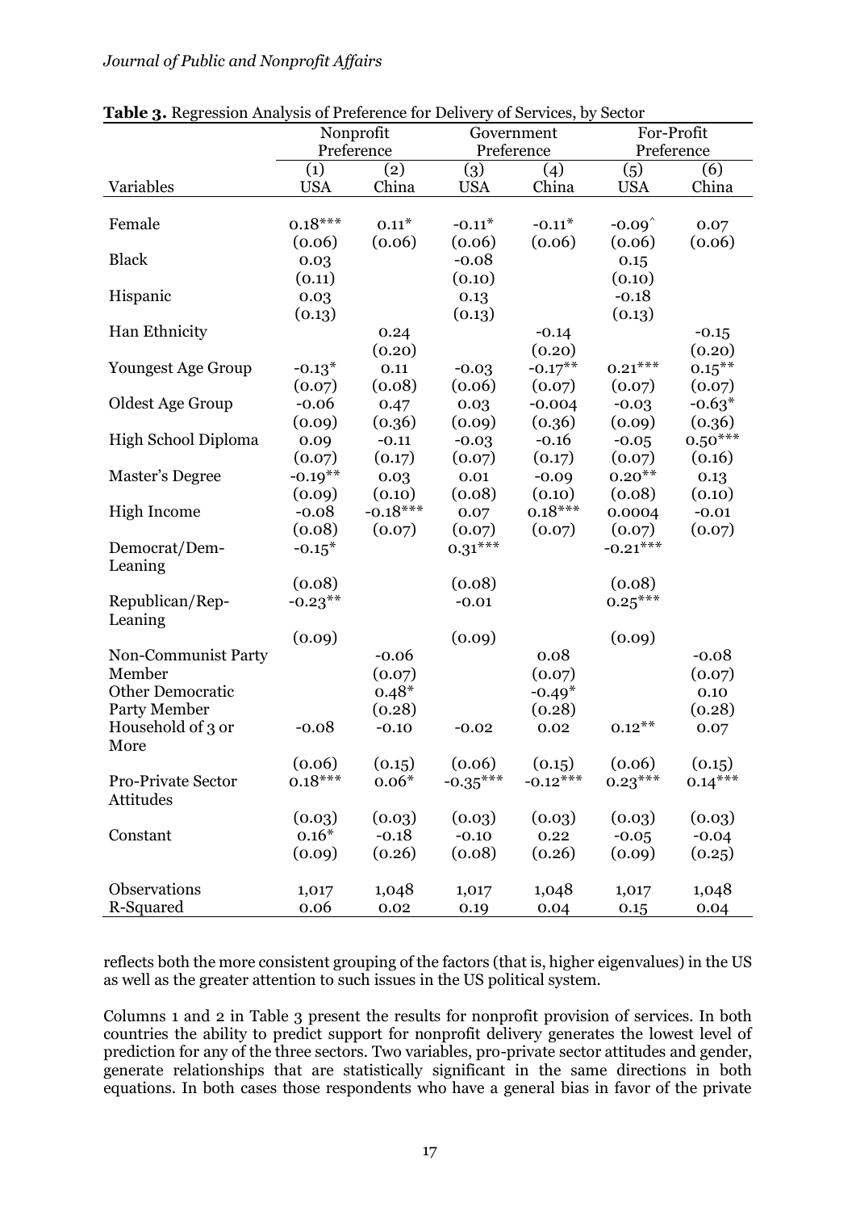**Table 3.** Regression Analysis of Preference for Delivery of Services, by Sector

| | Nonprofit Preference | | Government Preference | | For-Profit Preference | |
|---|---|---|---|---|---|---|
| | (1) | (2) | (3) | (4) | (5) | (6) |
| Variables | USA | China | USA | China | USA | China |
| Female | 0.18*** | 0.11* | -0.11* | -0.11* | -0.09^ | 0.07 |
| | (0.06) | (0.06) | (0.06) | (0.06) | (0.06) | (0.06) |
| Black | 0.03 | | -0.08 | | 0.15 | |
| | (0.11) | | (0.10) | | (0.10) | |
| Hispanic | 0.03 | | 0.13 | | -0.18 | |
| | (0.13) | | (0.13) | | (0.13) | |
| Han Ethnicity | | 0.24 | | -0.14 | | -0.15 |
| | | (0.20) | | (0.20) | | (0.20) |
| Youngest Age Group | -0.13* | 0.11 | -0.03 | -0.17** | 0.21*** | 0.15** |
| | (0.07) | (0.08) | (0.06) | (0.07) | (0.07) | (0.07) |
| Oldest Age Group | -0.06 | 0.47 | 0.03 | -0.004 | -0.03 | -0.63* |
| | (0.09) | (0.36) | (0.09) | (0.36) | (0.09) | (0.36) |
| High School Diploma | 0.09 | -0.11 | -0.03 | -0.16 | -0.05 | 0.50*** |
| | (0.07) | (0.17) | (0.07) | (0.17) | (0.07) | (0.16) |
| Master's Degree | -0.19** | 0.03 | 0.01 | -0.09 | 0.20** | 0.13 |
| | (0.09) | (0.10) | (0.08) | (0.10) | (0.08) | (0.10) |
| High Income | -0.08 | -0.18*** | 0.07 | 0.18*** | 0.0004 | -0.01 |
| | (0.08) | (0.07) | (0.07) | (0.07) | (0.07) | (0.07) |
| Democrat/Dem-Leaning | -0.15* | | 0.31*** | | -0.21*** | |
| | (0.08) | | (0.08) | | (0.08) | |
| Republican/Rep-Leaning | -0.23** | | -0.01 | | 0.25*** | |
| | (0.09) | | (0.09) | | (0.09) | |
| Non-Communist Party Member | | -0.06 | | 0.08 | | -0.08 |
| | | (0.07) | | (0.07) | | (0.07) |
| Other Democratic Party Member | | 0.48* | | -0.49* | | 0.10 |
| | | (0.28) | | (0.28) | | (0.28) |
| Household of 3 or More | -0.08 | -0.10 | -0.02 | 0.02 | 0.12** | 0.07 |
| | (0.06) | (0.15) | (0.06) | (0.15) | (0.06) | (0.15) |
| Pro-Private Sector Attitudes | 0.18*** | 0.06* | -0.35*** | -0.12*** | 0.23*** | 0.14*** |
| | (0.03) | (0.03) | (0.03) | (0.03) | (0.03) | (0.03) |
| Constant | 0.16* | -0.18 | -0.10 | 0.22 | -0.05 | -0.04 |
| | (0.09) | (0.26) | (0.08) | (0.26) | (0.09) | (0.25) |
| Observations | 1,017 | 1,048 | 1,017 | 1,048 | 1,017 | 1,048 |
| R-Squared | 0.06 | 0.02 | 0.19 | 0.04 | 0.15 | 0.04 |

reflects both the more consistent grouping of the factors (that is, higher eigenvalues) in the US as well as the greater attention to such issues in the US political system.

Columns 1 and 2 in Table 3 present the results for nonprofit provision of services. In both countries the ability to predict support for nonprofit delivery generates the lowest level of prediction for any of the three sectors. Two variables, pro-private sector attitudes and gender, generate relationships that are statistically significant in the same directions in both equations. In both cases those respondents who have a general bias in favor of the private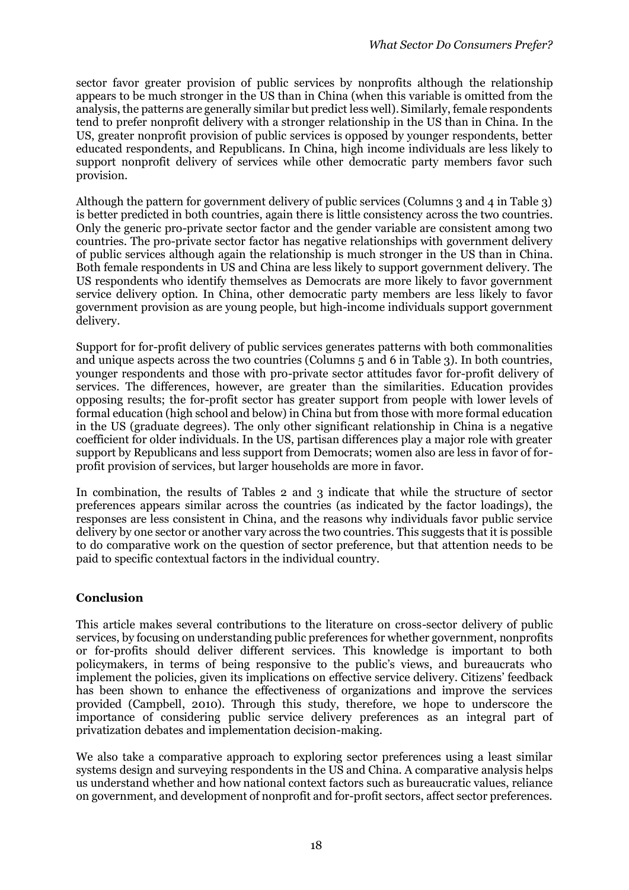sector favor greater provision of public services by nonprofits although the relationship appears to be much stronger in the US than in China (when this variable is omitted from the analysis, the patterns are generally similar but predict less well). Similarly, female respondents tend to prefer nonprofit delivery with a stronger relationship in the US than in China. In the US, greater nonprofit provision of public services is opposed by younger respondents, better educated respondents, and Republicans. In China, high income individuals are less likely to support nonprofit delivery of services while other democratic party members favor such provision.

Although the pattern for government delivery of public services (Columns 3 and 4 in Table 3) is better predicted in both countries, again there is little consistency across the two countries. Only the generic pro-private sector factor and the gender variable are consistent among two countries. The pro-private sector factor has negative relationships with government delivery of public services although again the relationship is much stronger in the US than in China. Both female respondents in US and China are less likely to support government delivery. The US respondents who identify themselves as Democrats are more likely to favor government service delivery option. In China, other democratic party members are less likely to favor government provision as are young people, but high-income individuals support government delivery.

Support for for-profit delivery of public services generates patterns with both commonalities and unique aspects across the two countries (Columns 5 and 6 in Table 3). In both countries, younger respondents and those with pro-private sector attitudes favor for-profit delivery of services. The differences, however, are greater than the similarities. Education provides opposing results; the for-profit sector has greater support from people with lower levels of formal education (high school and below) in China but from those with more formal education in the US (graduate degrees). The only other significant relationship in China is a negative coefficient for older individuals. In the US, partisan differences play a major role with greater support by Republicans and less support from Democrats; women also are less in favor of for-profit provision of services, but larger households are more in favor.

In combination, the results of Tables 2 and 3 indicate that while the structure of sector preferences appears similar across the countries (as indicated by the factor loadings), the responses are less consistent in China, and the reasons why individuals favor public service delivery by one sector or another vary across the two countries. This suggests that it is possible to do comparative work on the question of sector preference, but that attention needs to be paid to specific contextual factors in the individual country.

## Conclusion

This article makes several contributions to the literature on cross-sector delivery of public services, by focusing on understanding public preferences for whether government, nonprofits or for-profits should deliver different services. This knowledge is important to both policymakers, in terms of being responsive to the public's views, and bureaucrats who implement the policies, given its implications on effective service delivery. Citizens' feedback has been shown to enhance the effectiveness of organizations and improve the services provided (Campbell, 2010). Through this study, therefore, we hope to underscore the importance of considering public service delivery preferences as an integral part of privatization debates and implementation decision-making.

We also take a comparative approach to exploring sector preferences using a least similar systems design and surveying respondents in the US and China. A comparative analysis helps us understand whether and how national context factors such as bureaucratic values, reliance on government, and development of nonprofit and for-profit sectors, affect sector preferences.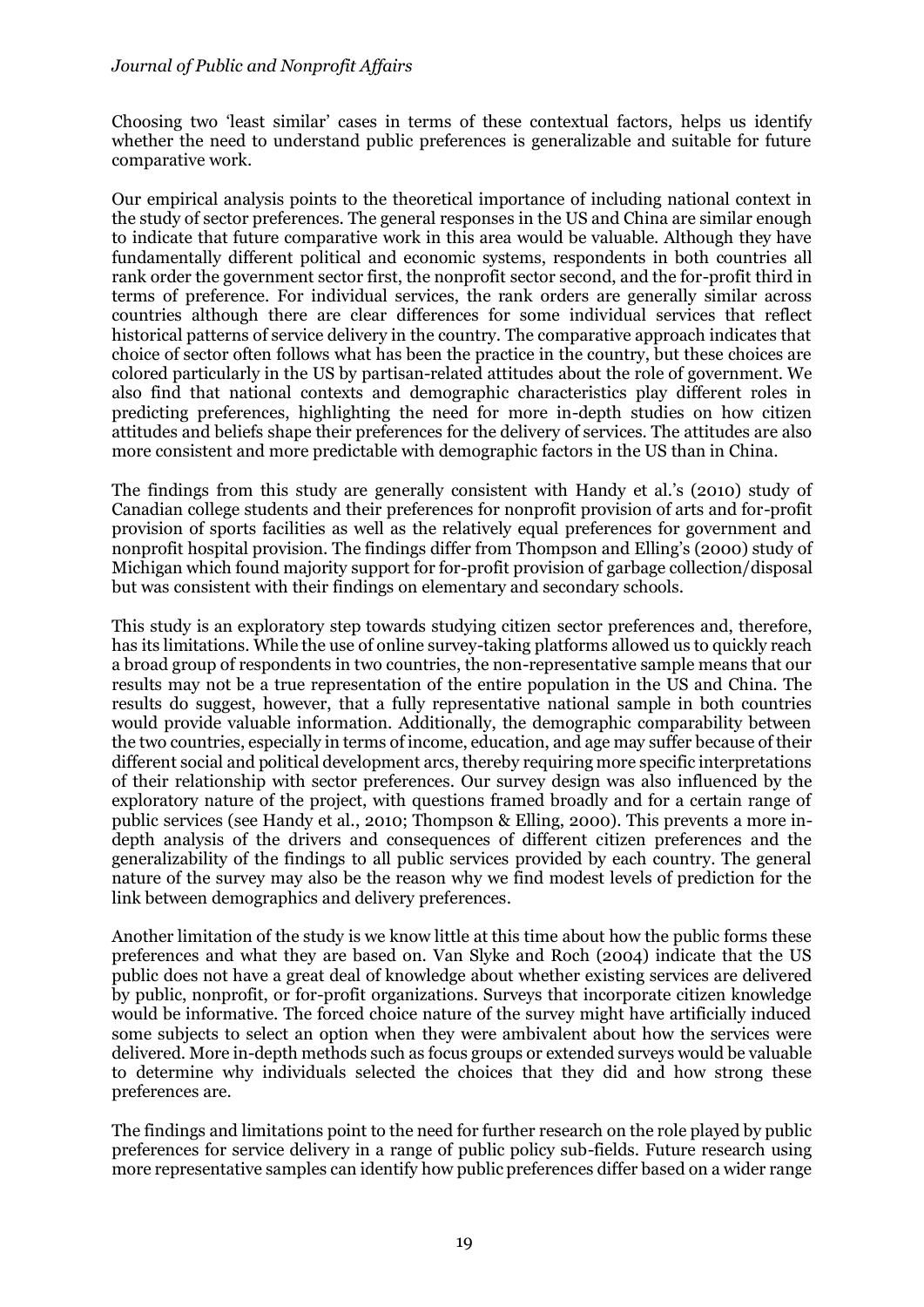Choosing two 'least similar' cases in terms of these contextual factors, helps us identify whether the need to understand public preferences is generalizable and suitable for future comparative work.

Our empirical analysis points to the theoretical importance of including national context in the study of sector preferences. The general responses in the US and China are similar enough to indicate that future comparative work in this area would be valuable. Although they have fundamentally different political and economic systems, respondents in both countries all rank order the government sector first, the nonprofit sector second, and the for-profit third in terms of preference. For individual services, the rank orders are generally similar across countries although there are clear differences for some individual services that reflect historical patterns of service delivery in the country. The comparative approach indicates that choice of sector often follows what has been the practice in the country, but these choices are colored particularly in the US by partisan-related attitudes about the role of government. We also find that national contexts and demographic characteristics play different roles in predicting preferences, highlighting the need for more in-depth studies on how citizen attitudes and beliefs shape their preferences for the delivery of services. The attitudes are also more consistent and more predictable with demographic factors in the US than in China.

The findings from this study are generally consistent with Handy et al.'s (2010) study of Canadian college students and their preferences for nonprofit provision of arts and for-profit provision of sports facilities as well as the relatively equal preferences for government and nonprofit hospital provision. The findings differ from Thompson and Elling's (2000) study of Michigan which found majority support for for-profit provision of garbage collection/disposal but was consistent with their findings on elementary and secondary schools.

This study is an exploratory step towards studying citizen sector preferences and, therefore, has its limitations. While the use of online survey-taking platforms allowed us to quickly reach a broad group of respondents in two countries, the non-representative sample means that our results may not be a true representation of the entire population in the US and China. The results do suggest, however, that a fully representative national sample in both countries would provide valuable information. Additionally, the demographic comparability between the two countries, especially in terms of income, education, and age may suffer because of their different social and political development arcs, thereby requiring more specific interpretations of their relationship with sector preferences. Our survey design was also influenced by the exploratory nature of the project, with questions framed broadly and for a certain range of public services (see Handy et al., 2010; Thompson & Elling, 2000). This prevents a more in-depth analysis of the drivers and consequences of different citizen preferences and the generalizability of the findings to all public services provided by each country. The general nature of the survey may also be the reason why we find modest levels of prediction for the link between demographics and delivery preferences.

Another limitation of the study is we know little at this time about how the public forms these preferences and what they are based on. Van Slyke and Roch (2004) indicate that the US public does not have a great deal of knowledge about whether existing services are delivered by public, nonprofit, or for-profit organizations. Surveys that incorporate citizen knowledge would be informative. The forced choice nature of the survey might have artificially induced some subjects to select an option when they were ambivalent about how the services were delivered. More in-depth methods such as focus groups or extended surveys would be valuable to determine why individuals selected the choices that they did and how strong these preferences are.

The findings and limitations point to the need for further research on the role played by public preferences for service delivery in a range of public policy sub-fields. Future research using more representative samples can identify how public preferences differ based on a wider range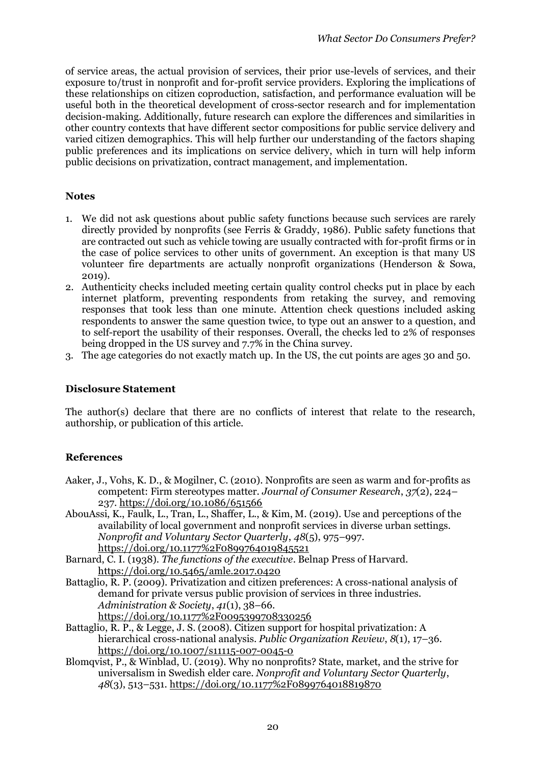of service areas, the actual provision of services, their prior use-levels of services, and their exposure to/trust in nonprofit and for-profit service providers. Exploring the implications of these relationships on citizen coproduction, satisfaction, and performance evaluation will be useful both in the theoretical development of cross-sector research and for implementation decision-making. Additionally, future research can explore the differences and similarities in other country contexts that have different sector compositions for public service delivery and varied citizen demographics. This will help further our understanding of the factors shaping public preferences and its implications on service delivery, which in turn will help inform public decisions on privatization, contract management, and implementation.

## Notes

1. We did not ask questions about public safety functions because such services are rarely directly provided by nonprofits (see Ferris & Graddy, 1986). Public safety functions that are contracted out such as vehicle towing are usually contracted with for-profit firms or in the case of police services to other units of government. An exception is that many US volunteer fire departments are actually nonprofit organizations (Henderson & Sowa, 2019).
2. Authenticity checks included meeting certain quality control checks put in place by each internet platform, preventing respondents from retaking the survey, and removing responses that took less than one minute. Attention check questions included asking respondents to answer the same question twice, to type out an answer to a question, and to self-report the usability of their responses. Overall, the checks led to 2% of responses being dropped in the US survey and 7.7% in the China survey.
3. The age categories do not exactly match up. In the US, the cut points are ages 30 and 50.

## Disclosure Statement

The author(s) declare that there are no conflicts of interest that relate to the research, authorship, or publication of this article.

## References

Aaker, J., Vohs, K. D., & Mogilner, C. (2010). Nonprofits are seen as warm and for-profits as competent: Firm stereotypes matter. *Journal of Consumer Research*, *37*(2), 224–237. https://doi.org/10.1086/651566

AbouAssi, K., Faulk, L., Tran, L., Shaffer, L., & Kim, M. (2019). Use and perceptions of the availability of local government and nonprofit services in diverse urban settings. *Nonprofit and Voluntary Sector Quarterly*, *48*(5), 975–997. https://doi.org/10.1177%2F0899764019845521

Barnard, C. I. (1938). *The functions of the executive*. Belnap Press of Harvard. https://doi.org/10.5465/amle.2017.0420

Battaglio, R. P. (2009). Privatization and citizen preferences: A cross-national analysis of demand for private versus public provision of services in three industries. *Administration & Society*, *41*(1), 38–66. https://doi.org/10.1177%2F0095399708330256

Battaglio, R. P., & Legge, J. S. (2008). Citizen support for hospital privatization: A hierarchical cross-national analysis. *Public Organization Review*, *8*(1), 17–36. https://doi.org/10.1007/s11115-007-0045-0

Blomqvist, P., & Winblad, U. (2019). Why no nonprofits? State, market, and the strive for universalism in Swedish elder care. *Nonprofit and Voluntary Sector Quarterly*, *48*(3), 513–531. https://doi.org/10.1177%2F0899764018819870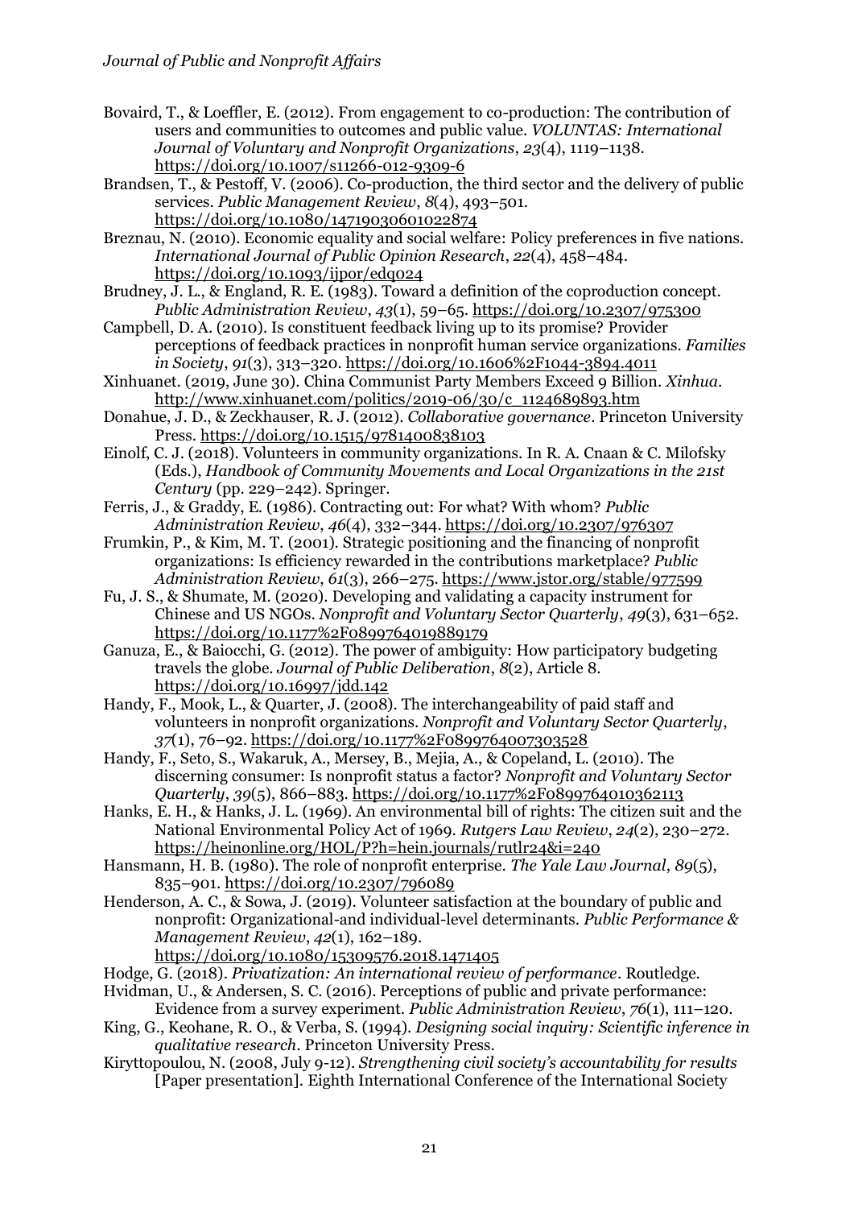Bovaird, T., & Loeffler, E. (2012). From engagement to co-production: The contribution of users and communities to outcomes and public value. *VOLUNTAS: International Journal of Voluntary and Nonprofit Organizations*, *23*(4), 1119–1138. https://doi.org/10.1007/s11266-012-9309-6

Brandsen, T., & Pestoff, V. (2006). Co-production, the third sector and the delivery of public services. *Public Management Review*, *8*(4), 493–501. https://doi.org/10.1080/14719030601022874

Breznau, N. (2010). Economic equality and social welfare: Policy preferences in five nations. *International Journal of Public Opinion Research*, *22*(4), 458–484. https://doi.org/10.1093/ijpor/edq024

Brudney, J. L., & England, R. E. (1983). Toward a definition of the coproduction concept. *Public Administration Review*, *43*(1), 59–65. https://doi.org/10.2307/975300

Campbell, D. A. (2010). Is constituent feedback living up to its promise? Provider perceptions of feedback practices in nonprofit human service organizations. *Families in Society*, *91*(3), 313–320. https://doi.org/10.1606%2F1044-3894.4011

Xinhuanet. (2019, June 30). China Communist Party Members Exceed 9 Billion. *Xinhua*. http://www.xinhuanet.com/politics/2019-06/30/c_1124689893.htm

Donahue, J. D., & Zeckhauser, R. J. (2012). *Collaborative governance*. Princeton University Press. https://doi.org/10.1515/9781400838103

Einolf, C. J. (2018). Volunteers in community organizations. In R. A. Cnaan & C. Milofsky (Eds.), *Handbook of Community Movements and Local Organizations in the 21st Century* (pp. 229–242). Springer.

Ferris, J., & Graddy, E. (1986). Contracting out: For what? With whom? *Public Administration Review*, *46*(4), 332–344. https://doi.org/10.2307/976307

Frumkin, P., & Kim, M. T. (2001). Strategic positioning and the financing of nonprofit organizations: Is efficiency rewarded in the contributions marketplace? *Public Administration Review*, *61*(3), 266–275. https://www.jstor.org/stable/977599

Fu, J. S., & Shumate, M. (2020). Developing and validating a capacity instrument for Chinese and US NGOs. *Nonprofit and Voluntary Sector Quarterly*, *49*(3), 631–652. https://doi.org/10.1177%2F0899764019889179

Ganuza, E., & Baiocchi, G. (2012). The power of ambiguity: How participatory budgeting travels the globe. *Journal of Public Deliberation*, *8*(2), Article 8. https://doi.org/10.16997/jdd.142

Handy, F., Mook, L., & Quarter, J. (2008). The interchangeability of paid staff and volunteers in nonprofit organizations. *Nonprofit and Voluntary Sector Quarterly*, *37*(1), 76–92. https://doi.org/10.1177%2F0899764007303528

Handy, F., Seto, S., Wakaruk, A., Mersey, B., Mejia, A., & Copeland, L. (2010). The discerning consumer: Is nonprofit status a factor? *Nonprofit and Voluntary Sector Quarterly*, *39*(5), 866–883. https://doi.org/10.1177%2F0899764010362113

Hanks, E. H., & Hanks, J. L. (1969). An environmental bill of rights: The citizen suit and the National Environmental Policy Act of 1969. *Rutgers Law Review*, *24*(2), 230–272. https://heinonline.org/HOL/P?h=hein.journals/rutlr24&i=240

Hansmann, H. B. (1980). The role of nonprofit enterprise. *The Yale Law Journal*, *89*(5), 835–901. https://doi.org/10.2307/796089

Henderson, A. C., & Sowa, J. (2019). Volunteer satisfaction at the boundary of public and nonprofit: Organizational-and individual-level determinants. *Public Performance & Management Review*, *42*(1), 162–189. https://doi.org/10.1080/15309576.2018.1471405

Hodge, G. (2018). *Privatization: An international review of performance*. Routledge.

Hvidman, U., & Andersen, S. C. (2016). Perceptions of public and private performance: Evidence from a survey experiment. *Public Administration Review*, *76*(1), 111–120.

King, G., Keohane, R. O., & Verba, S. (1994). *Designing social inquiry: Scientific inference in qualitative research*. Princeton University Press.

Kiryttopoulou, N. (2008, July 9-12). *Strengthening civil society's accountability for results* [Paper presentation]. Eighth International Conference of the International Society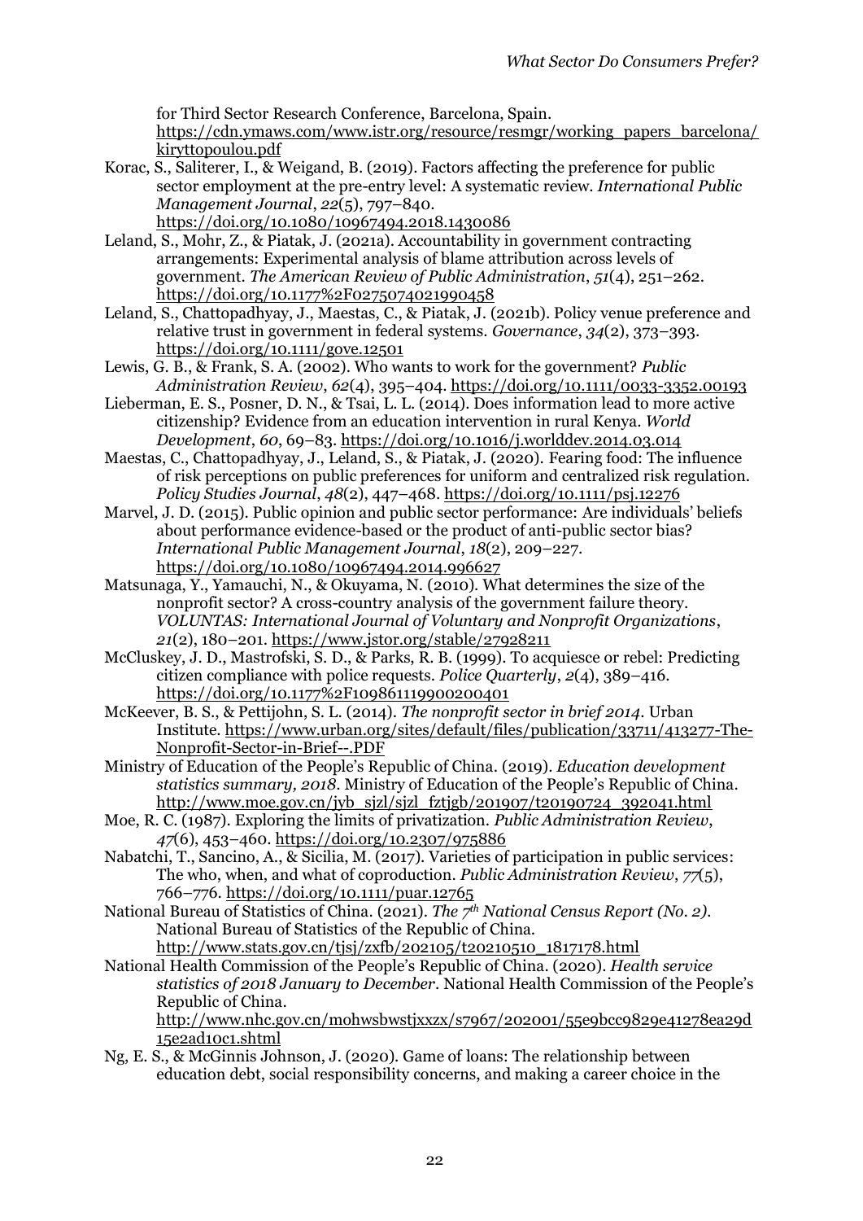for Third Sector Research Conference, Barcelona, Spain. https://cdn.ymaws.com/www.istr.org/resource/resmgr/working_papers_barcelona/kiryttopoulou.pdf

Korac, S., Saliterer, I., & Weigand, B. (2019). Factors affecting the preference for public sector employment at the pre-entry level: A systematic review. *International Public Management Journal*, *22*(5), 797–840. https://doi.org/10.1080/10967494.2018.1430086

Leland, S., Mohr, Z., & Piatak, J. (2021a). Accountability in government contracting arrangements: Experimental analysis of blame attribution across levels of government. *The American Review of Public Administration*, *51*(4), 251–262. https://doi.org/10.1177%2F0275074021990458

Leland, S., Chattopadhyay, J., Maestas, C., & Piatak, J. (2021b). Policy venue preference and relative trust in government in federal systems. *Governance*, *34*(2), 373–393. https://doi.org/10.1111/gove.12501

Lewis, G. B., & Frank, S. A. (2002). Who wants to work for the government? *Public Administration Review*, *62*(4), 395–404. https://doi.org/10.1111/0033-3352.00193

Lieberman, E. S., Posner, D. N., & Tsai, L. L. (2014). Does information lead to more active citizenship? Evidence from an education intervention in rural Kenya. *World Development*, *60*, 69–83. https://doi.org/10.1016/j.worlddev.2014.03.014

Maestas, C., Chattopadhyay, J., Leland, S., & Piatak, J. (2020). Fearing food: The influence of risk perceptions on public preferences for uniform and centralized risk regulation. *Policy Studies Journal*, *48*(2), 447–468. https://doi.org/10.1111/psj.12276

Marvel, J. D. (2015). Public opinion and public sector performance: Are individuals' beliefs about performance evidence-based or the product of anti-public sector bias? *International Public Management Journal*, *18*(2), 209–227. https://doi.org/10.1080/10967494.2014.996627

Matsunaga, Y., Yamauchi, N., & Okuyama, N. (2010). What determines the size of the nonprofit sector? A cross-country analysis of the government failure theory. *VOLUNTAS: International Journal of Voluntary and Nonprofit Organizations*, *21*(2), 180–201. https://www.jstor.org/stable/27928211

McCluskey, J. D., Mastrofski, S. D., & Parks, R. B. (1999). To acquiesce or rebel: Predicting citizen compliance with police requests. *Police Quarterly*, *2*(4), 389–416. https://doi.org/10.1177%2F109861119900200401

McKeever, B. S., & Pettijohn, S. L. (2014). *The nonprofit sector in brief 2014*. Urban Institute. https://www.urban.org/sites/default/files/publication/33711/413277-The-Nonprofit-Sector-in-Brief--.PDF

Ministry of Education of the People's Republic of China. (2019). *Education development statistics summary, 2018*. Ministry of Education of the People's Republic of China. http://www.moe.gov.cn/jyb_sjzl/sjzl_fztjgb/201907/t20190724_392041.html

Moe, R. C. (1987). Exploring the limits of privatization. *Public Administration Review*, *47*(6), 453–460. https://doi.org/10.2307/975886

Nabatchi, T., Sancino, A., & Sicilia, M. (2017). Varieties of participation in public services: The who, when, and what of coproduction. *Public Administration Review*, *77*(5), 766–776. https://doi.org/10.1111/puar.12765

National Bureau of Statistics of China. (2021). *The 7th National Census Report (No. 2)*. National Bureau of Statistics of the Republic of China. http://www.stats.gov.cn/tjsj/zxfb/202105/t20210510_1817178.html

National Health Commission of the People's Republic of China. (2020). *Health service statistics of 2018 January to December*. National Health Commission of the People's Republic of China. http://www.nhc.gov.cn/mohwsbwstjxxzx/s7967/202001/55e9bcc9829e41278ea29d15e2ad10c1.shtml

Ng, E. S., & McGinnis Johnson, J. (2020). Game of loans: The relationship between education debt, social responsibility concerns, and making a career choice in the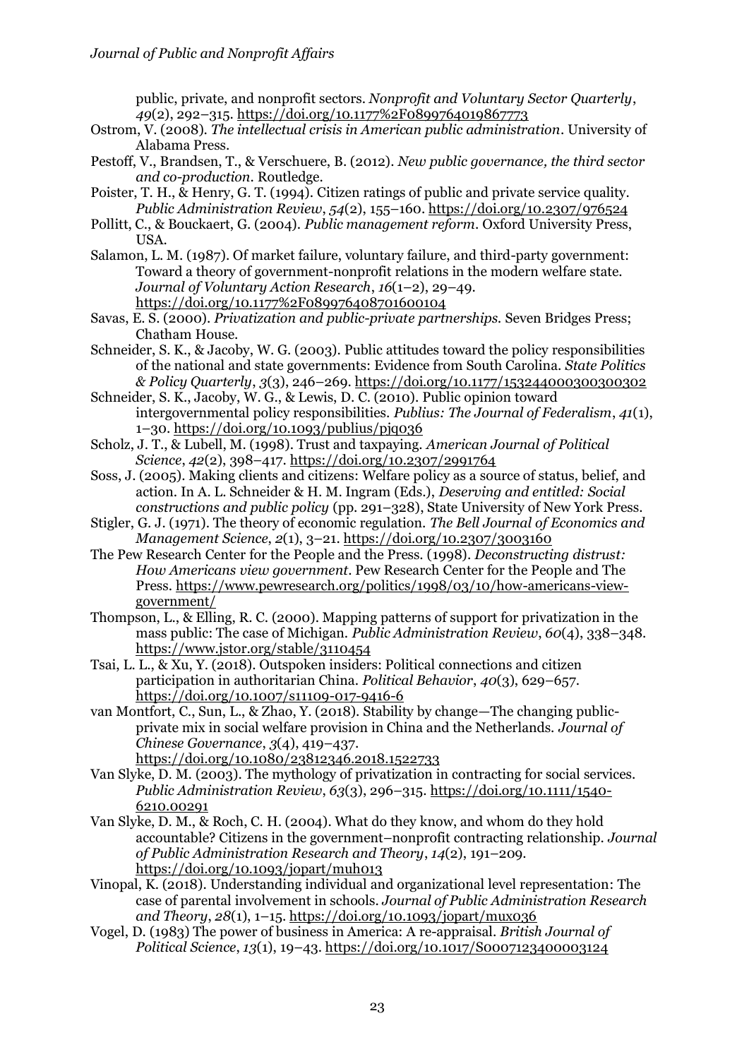public, private, and nonprofit sectors. *Nonprofit and Voluntary Sector Quarterly*, *49*(2), 292–315. https://doi.org/10.1177%2F0899764019867773

Ostrom, V. (2008). *The intellectual crisis in American public administration*. University of Alabama Press.

Pestoff, V., Brandsen, T., & Verschuere, B. (2012). *New public governance, the third sector and co-production*. Routledge.

Poister, T. H., & Henry, G. T. (1994). Citizen ratings of public and private service quality. *Public Administration Review*, *54*(2), 155–160. https://doi.org/10.2307/976524

Pollitt, C., & Bouckaert, G. (2004). *Public management reform*. Oxford University Press, USA.

Salamon, L. M. (1987). Of market failure, voluntary failure, and third-party government: Toward a theory of government-nonprofit relations in the modern welfare state. *Journal of Voluntary Action Research*, *16*(1–2), 29–49. https://doi.org/10.1177%2F089976408701600104

Savas, E. S. (2000). *Privatization and public-private partnerships.* Seven Bridges Press; Chatham House.

Schneider, S. K., & Jacoby, W. G. (2003). Public attitudes toward the policy responsibilities of the national and state governments: Evidence from South Carolina. *State Politics & Policy Quarterly*, *3*(3), 246–269. https://doi.org/10.1177/153244000300300302

Schneider, S. K., Jacoby, W. G., & Lewis, D. C. (2010). Public opinion toward intergovernmental policy responsibilities. *Publius: The Journal of Federalism*, *41*(1), 1–30. https://doi.org/10.1093/publius/pjq036

Scholz, J. T., & Lubell, M. (1998). Trust and taxpaying. *American Journal of Political Science*, *42*(2), 398–417. https://doi.org/10.2307/2991764

Soss, J. (2005). Making clients and citizens: Welfare policy as a source of status, belief, and action. In A. L. Schneider & H. M. Ingram (Eds.), *Deserving and entitled: Social constructions and public policy* (pp. 291–328), State University of New York Press.

Stigler, G. J. (1971). The theory of economic regulation. *The Bell Journal of Economics and Management Science*, *2*(1), 3–21. https://doi.org/10.2307/3003160

The Pew Research Center for the People and the Press. (1998). *Deconstructing distrust: How Americans view government*. Pew Research Center for the People and The Press. https://www.pewresearch.org/politics/1998/03/10/how-americans-view-government/

Thompson, L., & Elling, R. C. (2000). Mapping patterns of support for privatization in the mass public: The case of Michigan. *Public Administration Review*, *60*(4), 338–348. https://www.jstor.org/stable/3110454

Tsai, L. L., & Xu, Y. (2018). Outspoken insiders: Political connections and citizen participation in authoritarian China. *Political Behavior*, *40*(3), 629–657. https://doi.org/10.1007/s11109-017-9416-6

van Montfort, C., Sun, L., & Zhao, Y. (2018). Stability by change—The changing public-private mix in social welfare provision in China and the Netherlands. *Journal of Chinese Governance*, *3*(4), 419–437. https://doi.org/10.1080/23812346.2018.1522733

Van Slyke, D. M. (2003). The mythology of privatization in contracting for social services. *Public Administration Review*, *63*(3), 296–315. https://doi.org/10.1111/1540-6210.00291

Van Slyke, D. M., & Roch, C. H. (2004). What do they know, and whom do they hold accountable? Citizens in the government–nonprofit contracting relationship. *Journal of Public Administration Research and Theory*, *14*(2), 191–209. https://doi.org/10.1093/jopart/muh013

Vinopal, K. (2018). Understanding individual and organizational level representation: The case of parental involvement in schools. *Journal of Public Administration Research and Theory*, *28*(1), 1–15. https://doi.org/10.1093/jopart/mux036

Vogel, D. (1983) The power of business in America: A re-appraisal. *British Journal of Political Science*, *13*(1), 19–43. https://doi.org/10.1017/S0007123400003124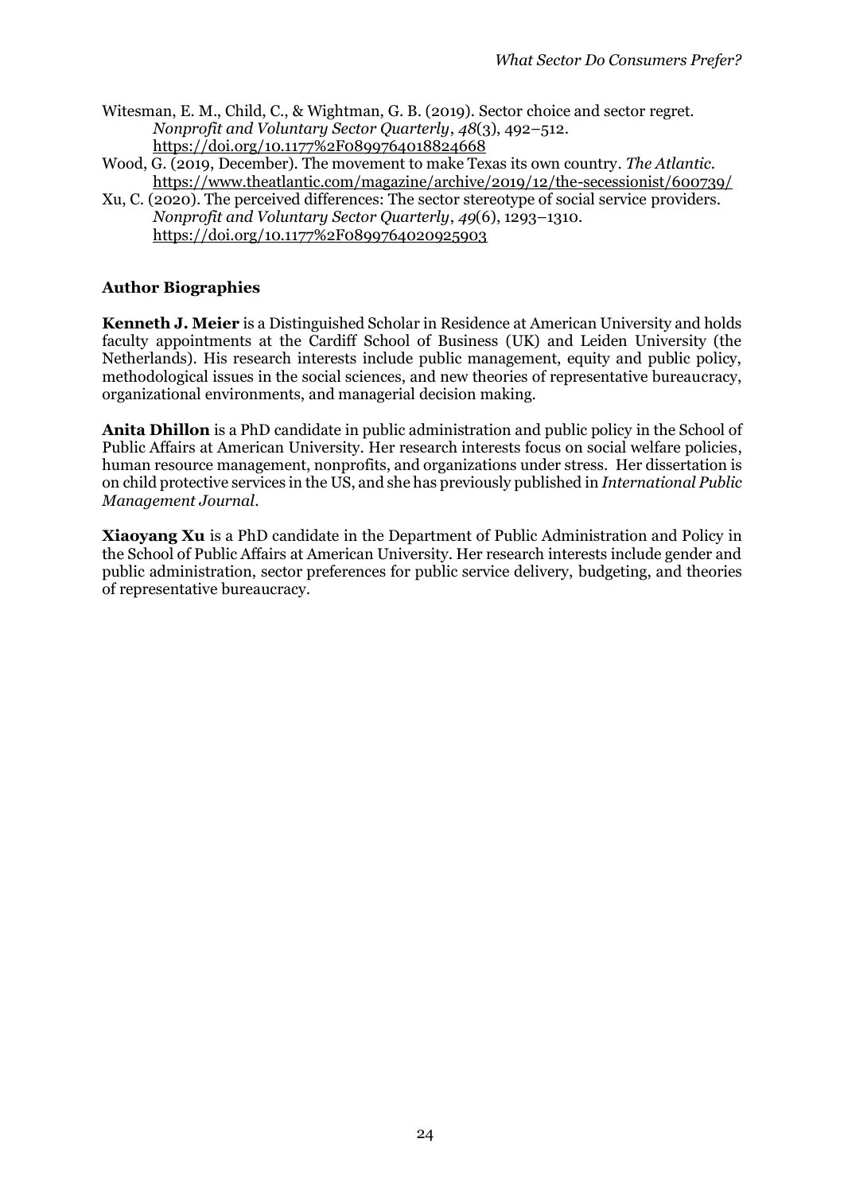Witesman, E. M., Child, C., & Wightman, G. B. (2019). Sector choice and sector regret. *Nonprofit and Voluntary Sector Quarterly*, *48*(3), 492–512. https://doi.org/10.1177%2F0899764018824668

Wood, G. (2019, December). The movement to make Texas its own country. *The Atlantic*. https://www.theatlantic.com/magazine/archive/2019/12/the-secessionist/600739/

Xu, C. (2020). The perceived differences: The sector stereotype of social service providers. *Nonprofit and Voluntary Sector Quarterly*, *49*(6), 1293–1310. https://doi.org/10.1177%2F0899764020925903

### Author Biographies

**Kenneth J. Meier** is a Distinguished Scholar in Residence at American University and holds faculty appointments at the Cardiff School of Business (UK) and Leiden University (the Netherlands). His research interests include public management, equity and public policy, methodological issues in the social sciences, and new theories of representative bureaucracy, organizational environments, and managerial decision making.

**Anita Dhillon** is a PhD candidate in public administration and public policy in the School of Public Affairs at American University. Her research interests focus on social welfare policies, human resource management, nonprofits, and organizations under stress. Her dissertation is on child protective services in the US, and she has previously published in *International Public Management Journal*.

**Xiaoyang Xu** is a PhD candidate in the Department of Public Administration and Policy in the School of Public Affairs at American University. Her research interests include gender and public administration, sector preferences for public service delivery, budgeting, and theories of representative bureaucracy.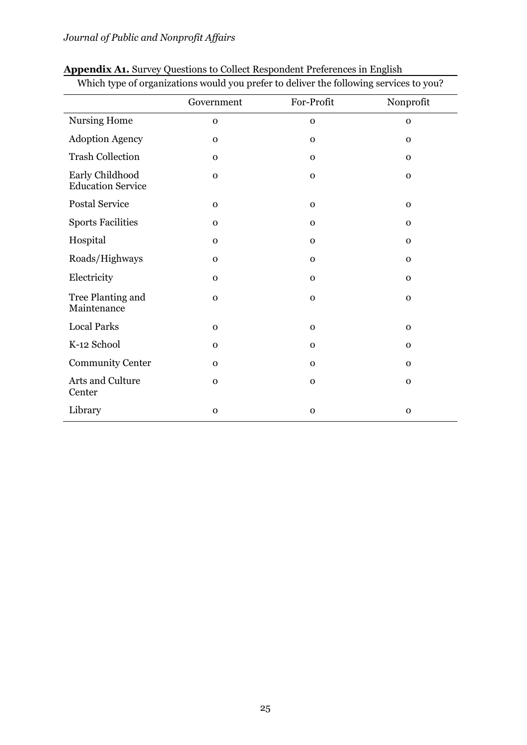**Appendix A1.** Survey Questions to Collect Respondent Preferences in English

| Which type of organizations would you prefer to deliver the following services to you? | | | |
|---|---|---|---|
| | Government | For-Profit | Nonprofit |
| Nursing Home | o | o | o |
| Adoption Agency | o | o | o |
| Trash Collection | o | o | o |
| Early Childhood Education Service | o | o | o |
| Postal Service | o | o | o |
| Sports Facilities | o | o | o |
| Hospital | o | o | o |
| Roads/Highways | o | o | o |
| Electricity | o | o | o |
| Tree Planting and Maintenance | o | o | o |
| Local Parks | o | o | o |
| K-12 School | o | o | o |
| Community Center | o | o | o |
| Arts and Culture Center | o | o | o |
| Library | o | o | o |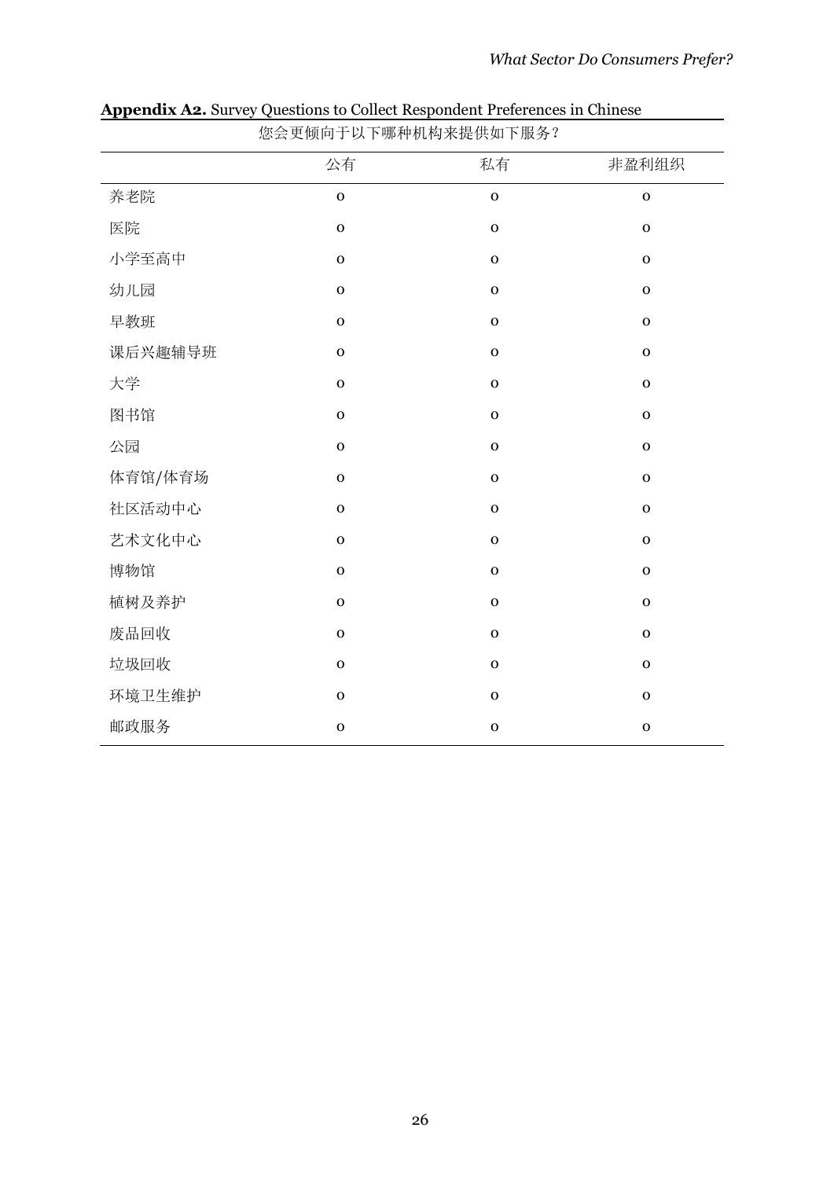**Appendix A2.** Survey Questions to Collect Respondent Preferences in Chinese

| 您会更倾向于以下哪种机构来提供如下服务？ | | | |
|---|---|---|---|
| | 公有 | 私有 | 非盈利组织 |
| 养老院 | o | o | o |
| 医院 | o | o | o |
| 小学至高中 | o | o | o |
| 幼儿园 | o | o | o |
| 早教班 | o | o | o |
| 课后兴趣辅导班 | o | o | o |
| 大学 | o | o | o |
| 图书馆 | o | o | o |
| 公园 | o | o | o |
| 体育馆/体育场 | o | o | o |
| 社区活动中心 | o | o | o |
| 艺术文化中心 | o | o | o |
| 博物馆 | o | o | o |
| 植树及养护 | o | o | o |
| 废品回收 | o | o | o |
| 垃圾回收 | o | o | o |
| 环境卫生维护 | o | o | o |
| 邮政服务 | o | o | o |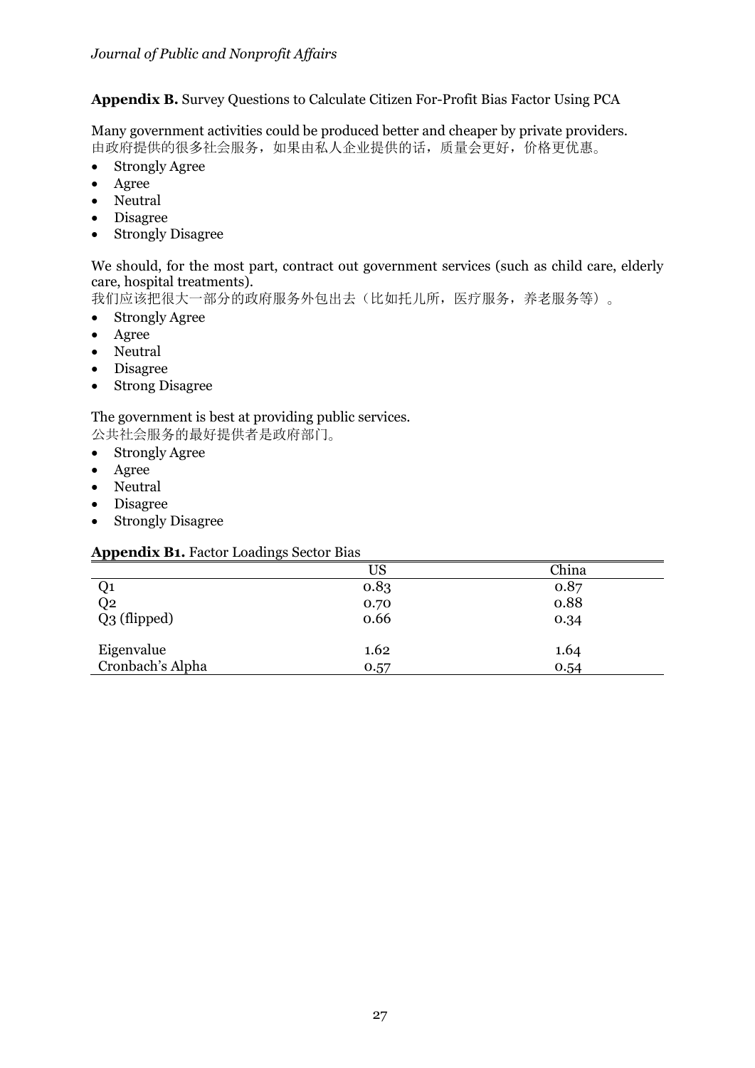**Appendix B.** Survey Questions to Calculate Citizen For-Profit Bias Factor Using PCA

Many government activities could be produced better and cheaper by private providers.
由政府提供的很多社会服务，如果由私人企业提供的话，质量会更好，价格更优惠。

- Strongly Agree
- Agree
- Neutral
- Disagree
- Strongly Disagree

We should, for the most part, contract out government services (such as child care, elderly care, hospital treatments).
我们应该把很大一部分的政府服务外包出去（比如托儿所，医疗服务，养老服务等）。

- Strongly Agree
- Agree
- Neutral
- Disagree
- Strong Disagree

The government is best at providing public services.
公共社会服务的最好提供者是政府部门。

- Strongly Agree
- Agree
- Neutral
- Disagree
- Strongly Disagree

**Appendix B1.** Factor Loadings Sector Bias

| | US | China |
|---|---|---|
| Q1 | 0.83 | 0.87 |
| Q2 | 0.70 | 0.88 |
| Q3 (flipped) | 0.66 | 0.34 |
| Eigenvalue | 1.62 | 1.64 |
| Cronbach's Alpha | 0.57 | 0.54 |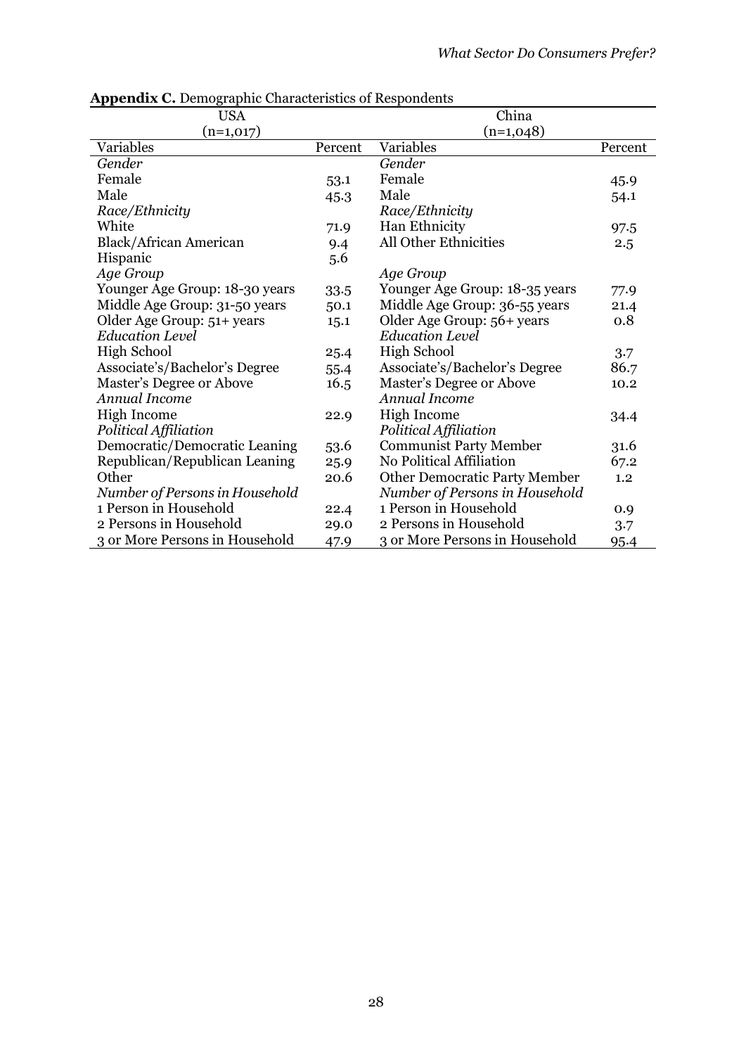**Appendix C.** Demographic Characteristics of Respondents

| USA (n=1,017) | | China (n=1,048) | |
|---|---|---|---|
| Variables | Percent | Variables | Percent |
| *Gender* | | *Gender* | |
| Female | 53.1 | Female | 45.9 |
| Male | 45.3 | Male | 54.1 |
| *Race/Ethnicity* | | *Race/Ethnicity* | |
| White | 71.9 | Han Ethnicity | 97.5 |
| Black/African American | 9.4 | All Other Ethnicities | 2.5 |
| Hispanic | 5.6 | | |
| *Age Group* | | *Age Group* | |
| Younger Age Group: 18-30 years | 33.5 | Younger Age Group: 18-35 years | 77.9 |
| Middle Age Group: 31-50 years | 50.1 | Middle Age Group: 36-55 years | 21.4 |
| Older Age Group: 51+ years | 15.1 | Older Age Group: 56+ years | 0.8 |
| *Education Level* | | *Education Level* | |
| High School | 25.4 | High School | 3.7 |
| Associate's/Bachelor's Degree | 55.4 | Associate's/Bachelor's Degree | 86.7 |
| Master's Degree or Above | 16.5 | Master's Degree or Above | 10.2 |
| *Annual Income* | | *Annual Income* | |
| High Income | 22.9 | High Income | 34.4 |
| *Political Affiliation* | | *Political Affiliation* | |
| Democratic/Democratic Leaning | 53.6 | Communist Party Member | 31.6 |
| Republican/Republican Leaning | 25.9 | No Political Affiliation | 67.2 |
| Other | 20.6 | Other Democratic Party Member | 1.2 |
| *Number of Persons in Household* | | *Number of Persons in Household* | |
| 1 Person in Household | 22.4 | 1 Person in Household | 0.9 |
| 2 Persons in Household | 29.0 | 2 Persons in Household | 3.7 |
| 3 or More Persons in Household | 47.9 | 3 or More Persons in Household | 95.4 |